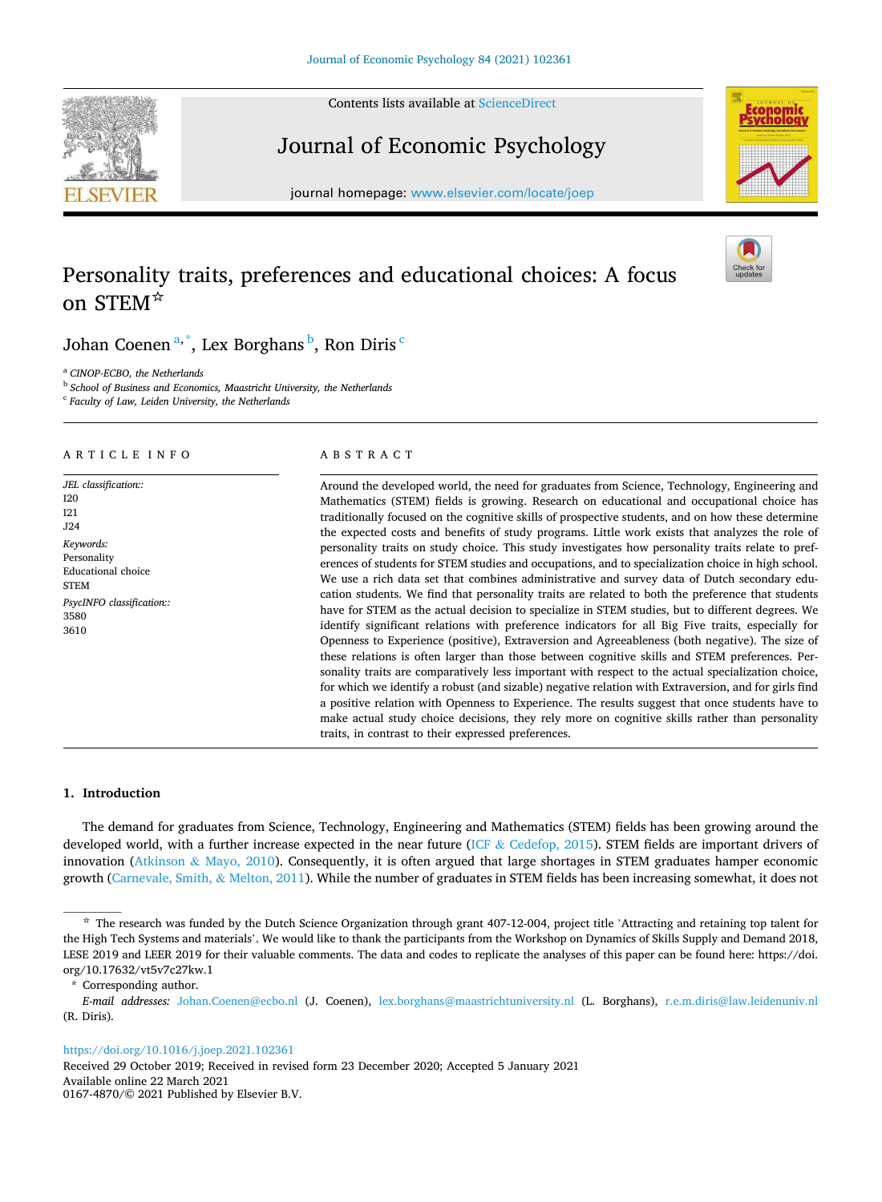# Personality traits, preferences and educational choices: A focus on STEM☆

Johan Coenen [a,*], Lex Borghans [b], Ron Diris [c]

[a] *CINOP-ECBO, the Netherlands*
[b] *School of Business and Economics, Maastricht University, the Netherlands*
[c] *Faculty of Law, Leiden University, the Netherlands*

## ARTICLE INFO

*JEL classification::*
I20
I21
J24

*Keywords:*
Personality
Educational choice
STEM

*PsycINFO classification::*
3580
3610

## ABSTRACT

Around the developed world, the need for graduates from Science, Technology, Engineering and Mathematics (STEM) fields is growing. Research on educational and occupational choice has traditionally focused on the cognitive skills of prospective students, and on how these determine the expected costs and benefits of study programs. Little work exists that analyzes the role of personality traits on study choice. This study investigates how personality traits relate to preferences of students for STEM studies and occupations, and to specialization choice in high school. We use a rich data set that combines administrative and survey data of Dutch secondary education students. We find that personality traits are related to both the preference that students have for STEM as the actual decision to specialize in STEM studies, but to different degrees. We identify significant relations with preference indicators for all Big Five traits, especially for Openness to Experience (positive), Extraversion and Agreeableness (both negative). The size of these relations is often larger than those between cognitive skills and STEM preferences. Personality traits are comparatively less important with respect to the actual specialization choice, for which we identify a robust (and sizable) negative relation with Extraversion, and for girls find a positive relation with Openness to Experience. The results suggest that once students have to make actual study choice decisions, they rely more on cognitive skills rather than personality traits, in contrast to their expressed preferences.

## 1. Introduction

The demand for graduates from Science, Technology, Engineering and Mathematics (STEM) fields has been growing around the developed world, with a further increase expected in the near future (ICF & Cedefop, 2015). STEM fields are important drivers of innovation (Atkinson & Mayo, 2010). Consequently, it is often argued that large shortages in STEM graduates hamper economic growth (Carnevale, Smith, & Melton, 2011). While the number of graduates in STEM fields has been increasing somewhat, it does not

☆ The research was funded by the Dutch Science Organization through grant 407-12-004, project title 'Attracting and retaining top talent for the High Tech Systems and materials'. We would like to thank the participants from the Workshop on Dynamics of Skills Supply and Demand 2018, LESE 2019 and LEER 2019 for their valuable comments. The data and codes to replicate the analyses of this paper can be found here: https://doi.org/10.17632/vt5v7c27kw.1

\* Corresponding author.

*E-mail addresses:* Johan.Coenen@ecbo.nl (J. Coenen), lex.borghans@maastrichtuniversity.nl (L. Borghans), r.e.m.diris@law.leidenuniv.nl (R. Diris).

https://doi.org/10.1016/j.joep.2021.102361
Received 29 October 2019; Received in revised form 23 December 2020; Accepted 5 January 2021
Available online 22 March 2021
0167-4870/© 2021 Published by Elsevier B.V.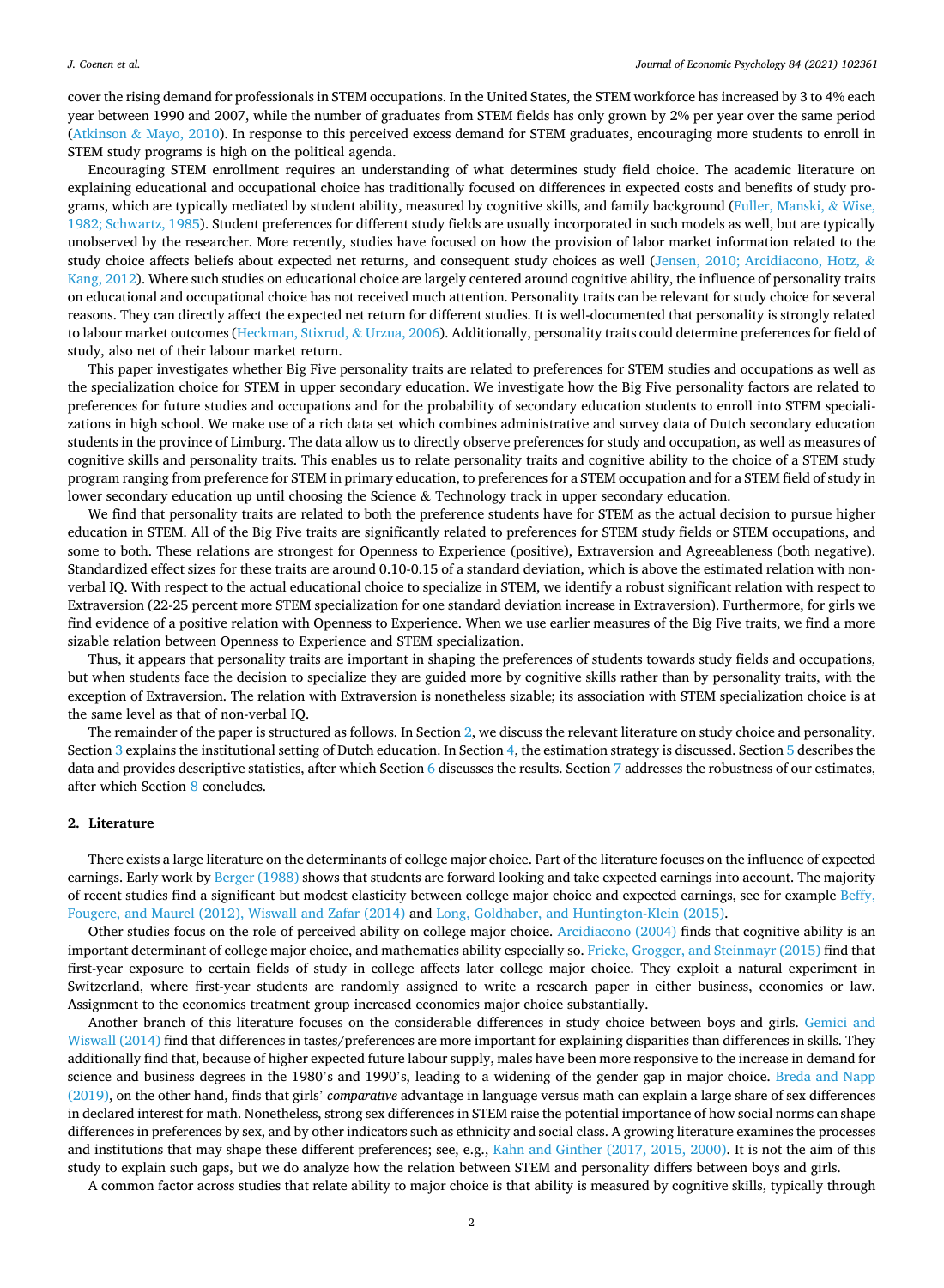cover the rising demand for professionals in STEM occupations. In the United States, the STEM workforce has increased by 3 to 4% each year between 1990 and 2007, while the number of graduates from STEM fields has only grown by 2% per year over the same period (Atkinson & Mayo, 2010). In response to this perceived excess demand for STEM graduates, encouraging more students to enroll in STEM study programs is high on the political agenda.

Encouraging STEM enrollment requires an understanding of what determines study field choice. The academic literature on explaining educational and occupational choice has traditionally focused on differences in expected costs and benefits of study programs, which are typically mediated by student ability, measured by cognitive skills, and family background (Fuller, Manski, & Wise, 1982; Schwartz, 1985). Student preferences for different study fields are usually incorporated in such models as well, but are typically unobserved by the researcher. More recently, studies have focused on how the provision of labor market information related to the study choice affects beliefs about expected net returns, and consequent study choices as well (Jensen, 2010; Arcidiacono, Hotz, & Kang, 2012). Where such studies on educational choice are largely centered around cognitive ability, the influence of personality traits on educational and occupational choice has not received much attention. Personality traits can be relevant for study choice for several reasons. They can directly affect the expected net return for different studies. It is well-documented that personality is strongly related to labour market outcomes (Heckman, Stixrud, & Urzua, 2006). Additionally, personality traits could determine preferences for field of study, also net of their labour market return.

This paper investigates whether Big Five personality traits are related to preferences for STEM studies and occupations as well as the specialization choice for STEM in upper secondary education. We investigate how the Big Five personality factors are related to preferences for future studies and occupations and for the probability of secondary education students to enroll into STEM specializations in high school. We make use of a rich data set which combines administrative and survey data of Dutch secondary education students in the province of Limburg. The data allow us to directly observe preferences for study and occupation, as well as measures of cognitive skills and personality traits. This enables us to relate personality traits and cognitive ability to the choice of a STEM study program ranging from preference for STEM in primary education, to preferences for a STEM occupation and for a STEM field of study in lower secondary education up until choosing the Science & Technology track in upper secondary education.

We find that personality traits are related to both the preference students have for STEM as the actual decision to pursue higher education in STEM. All of the Big Five traits are significantly related to preferences for STEM study fields or STEM occupations, and some to both. These relations are strongest for Openness to Experience (positive), Extraversion and Agreeableness (both negative). Standardized effect sizes for these traits are around 0.10-0.15 of a standard deviation, which is above the estimated relation with non-verbal IQ. With respect to the actual educational choice to specialize in STEM, we identify a robust significant relation with respect to Extraversion (22-25 percent more STEM specialization for one standard deviation increase in Extraversion). Furthermore, for girls we find evidence of a positive relation with Openness to Experience. When we use earlier measures of the Big Five traits, we find a more sizable relation between Openness to Experience and STEM specialization.

Thus, it appears that personality traits are important in shaping the preferences of students towards study fields and occupations, but when students face the decision to specialize they are guided more by cognitive skills rather than by personality traits, with the exception of Extraversion. The relation with Extraversion is nonetheless sizable; its association with STEM specialization choice is at the same level as that of non-verbal IQ.

The remainder of the paper is structured as follows. In Section 2, we discuss the relevant literature on study choice and personality. Section 3 explains the institutional setting of Dutch education. In Section 4, the estimation strategy is discussed. Section 5 describes the data and provides descriptive statistics, after which Section 6 discusses the results. Section 7 addresses the robustness of our estimates, after which Section 8 concludes.

## 2. Literature

There exists a large literature on the determinants of college major choice. Part of the literature focuses on the influence of expected earnings. Early work by Berger (1988) shows that students are forward looking and take expected earnings into account. The majority of recent studies find a significant but modest elasticity between college major choice and expected earnings, see for example Beffy, Fougere, and Maurel (2012), Wiswall and Zafar (2014) and Long, Goldhaber, and Huntington-Klein (2015).

Other studies focus on the role of perceived ability on college major choice. Arcidiacono (2004) finds that cognitive ability is an important determinant of college major choice, and mathematics ability especially so. Fricke, Grogger, and Steinmayr (2015) find that first-year exposure to certain fields of study in college affects later college major choice. They exploit a natural experiment in Switzerland, where first-year students are randomly assigned to write a research paper in either business, economics or law. Assignment to the economics treatment group increased economics major choice substantially.

Another branch of this literature focuses on the considerable differences in study choice between boys and girls. Gemici and Wiswall (2014) find that differences in tastes/preferences are more important for explaining disparities than differences in skills. They additionally find that, because of higher expected future labour supply, males have been more responsive to the increase in demand for science and business degrees in the 1980's and 1990's, leading to a widening of the gender gap in major choice. Breda and Napp (2019), on the other hand, finds that girls' *comparative* advantage in language versus math can explain a large share of sex differences in declared interest for math. Nonetheless, strong sex differences in STEM raise the potential importance of how social norms can shape differences in preferences by sex, and by other indicators such as ethnicity and social class. A growing literature examines the processes and institutions that may shape these different preferences; see, e.g., Kahn and Ginther (2017, 2015, 2000). It is not the aim of this study to explain such gaps, but we do analyze how the relation between STEM and personality differs between boys and girls.

A common factor across studies that relate ability to major choice is that ability is measured by cognitive skills, typically through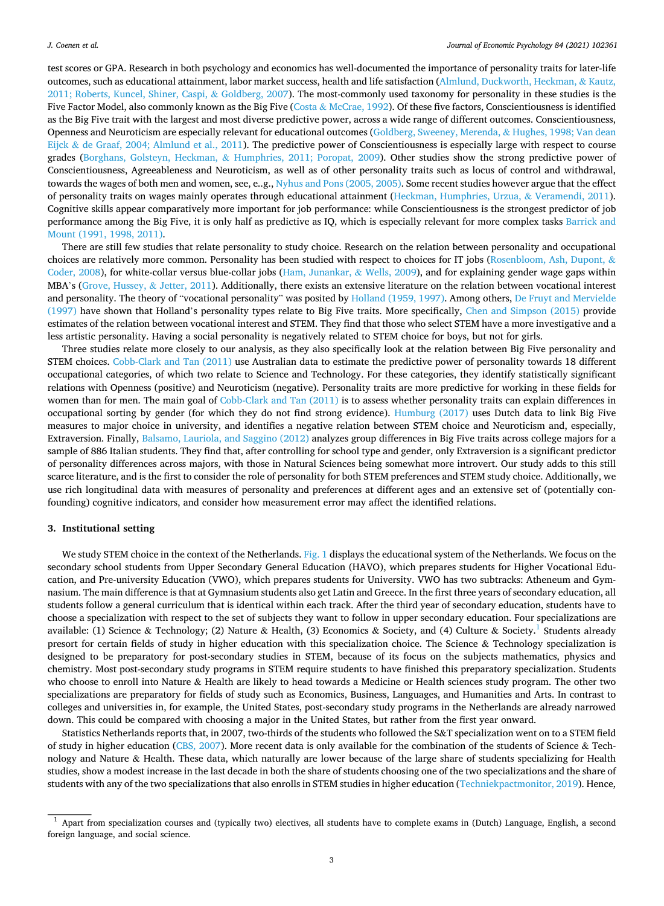test scores or GPA. Research in both psychology and economics has well-documented the importance of personality traits for later-life outcomes, such as educational attainment, labor market success, health and life satisfaction (Almlund, Duckworth, Heckman, & Kautz, 2011; Roberts, Kuncel, Shiner, Caspi, & Goldberg, 2007). The most-commonly used taxonomy for personality in these studies is the Five Factor Model, also commonly known as the Big Five (Costa & McCrae, 1992). Of these five factors, Conscientiousness is identified as the Big Five trait with the largest and most diverse predictive power, across a wide range of different outcomes. Conscientiousness, Openness and Neuroticism are especially relevant for educational outcomes (Goldberg, Sweeney, Merenda, & Hughes, 1998; Van dean Eijck & de Graaf, 2004; Almlund et al., 2011). The predictive power of Conscientiousness is especially large with respect to course grades (Borghans, Golsteyn, Heckman, & Humphries, 2011; Poropat, 2009). Other studies show the strong predictive power of Conscientiousness, Agreeableness and Neuroticism, as well as of other personality traits such as locus of control and withdrawal, towards the wages of both men and women, see, e.g., Nyhus and Pons (2005, 2005). Some recent studies however argue that the effect of personality traits on wages mainly operates through educational attainment (Heckman, Humphries, Urzua, & Veramendi, 2011). Cognitive skills appear comparatively more important for job performance: while Conscientiousness is the strongest predictor of job performance among the Big Five, it is only half as predictive as IQ, which is especially relevant for more complex tasks Barrick and Mount (1991, 1998, 2011).

There are still few studies that relate personality to study choice. Research on the relation between personality and occupational choices are relatively more common. Personality has been studied with respect to choices for IT jobs (Rosenbloom, Ash, Dupont, & Coder, 2008), for white-collar versus blue-collar jobs (Ham, Junankar, & Wells, 2009), and for explaining gender wage gaps within MBA's (Grove, Hussey, & Jetter, 2011). Additionally, there exists an extensive literature on the relation between vocational interest and personality. The theory of "vocational personality" was posited by Holland (1959, 1997). Among others, De Fruyt and Mervielde (1997) have shown that Holland's personality types relate to Big Five traits. More specifically, Chen and Simpson (2015) provide estimates of the relation between vocational interest and STEM. They find that those who select STEM have a more investigative and a less artistic personality. Having a social personality is negatively related to STEM choice for boys, but not for girls.

Three studies relate more closely to our analysis, as they also specifically look at the relation between Big Five personality and STEM choices. Cobb-Clark and Tan (2011) use Australian data to estimate the predictive power of personality towards 18 different occupational categories, of which two relate to Science and Technology. For these categories, they identify statistically significant relations with Openness (positive) and Neuroticism (negative). Personality traits are more predictive for working in these fields for women than for men. The main goal of Cobb-Clark and Tan (2011) is to assess whether personality traits can explain differences in occupational sorting by gender (for which they do not find strong evidence). Humburg (2017) uses Dutch data to link Big Five measures to major choice in university, and identifies a negative relation between STEM choice and Neuroticism and, especially, Extraversion. Finally, Balsamo, Lauriola, and Saggino (2012) analyzes group differences in Big Five traits across college majors for a sample of 886 Italian students. They find that, after controlling for school type and gender, only Extraversion is a significant predictor of personality differences across majors, with those in Natural Sciences being somewhat more introvert. Our study adds to this still scarce literature, and is the first to consider the role of personality for both STEM preferences and STEM study choice. Additionally, we use rich longitudinal data with measures of personality and preferences at different ages and an extensive set of (potentially confounding) cognitive indicators, and consider how measurement error may affect the identified relations.

## 3. Institutional setting

We study STEM choice in the context of the Netherlands. Fig. 1 displays the educational system of the Netherlands. We focus on the secondary school students from Upper Secondary General Education (HAVO), which prepares students for Higher Vocational Education, and Pre-university Education (VWO), which prepares students for University. VWO has two subtracks: Atheneum and Gymnasium. The main difference is that at Gymnasium students also get Latin and Greece. In the first three years of secondary education, all students follow a general curriculum that is identical within each track. After the third year of secondary education, students have to choose a specialization with respect to the set of subjects they want to follow in upper secondary education. Four specializations are available: (1) Science & Technology; (2) Nature & Health, (3) Economics & Society, and (4) Culture & Society.[1] Students already presort for certain fields of study in higher education with this specialization choice. The Science & Technology specialization is designed to be preparatory for post-secondary studies in STEM, because of its focus on the subjects mathematics, physics and chemistry. Most post-secondary study programs in STEM require students to have finished this preparatory specialization. Students who choose to enroll into Nature & Health are likely to head towards a Medicine or Health sciences study program. The other two specializations are preparatory for fields of study such as Economics, Business, Languages, and Humanities and Arts. In contrast to colleges and universities in, for example, the United States, post-secondary study programs in the Netherlands are already narrowed down. This could be compared with choosing a major in the United States, but rather from the first year onward.

Statistics Netherlands reports that, in 2007, two-thirds of the students who followed the S&T specialization went on to a STEM field of study in higher education (CBS, 2007). More recent data is only available for the combination of the students of Science & Technology and Nature & Health. These data, which naturally are lower because of the large share of students specializing for Health studies, show a modest increase in the last decade in both the share of students choosing one of the two specializations and the share of students with any of the two specializations that also enrolls in STEM studies in higher education (Techniekpactmonitor, 2019). Hence,

[1] Apart from specialization courses and (typically two) electives, all students have to complete exams in (Dutch) Language, English, a second foreign language, and social science.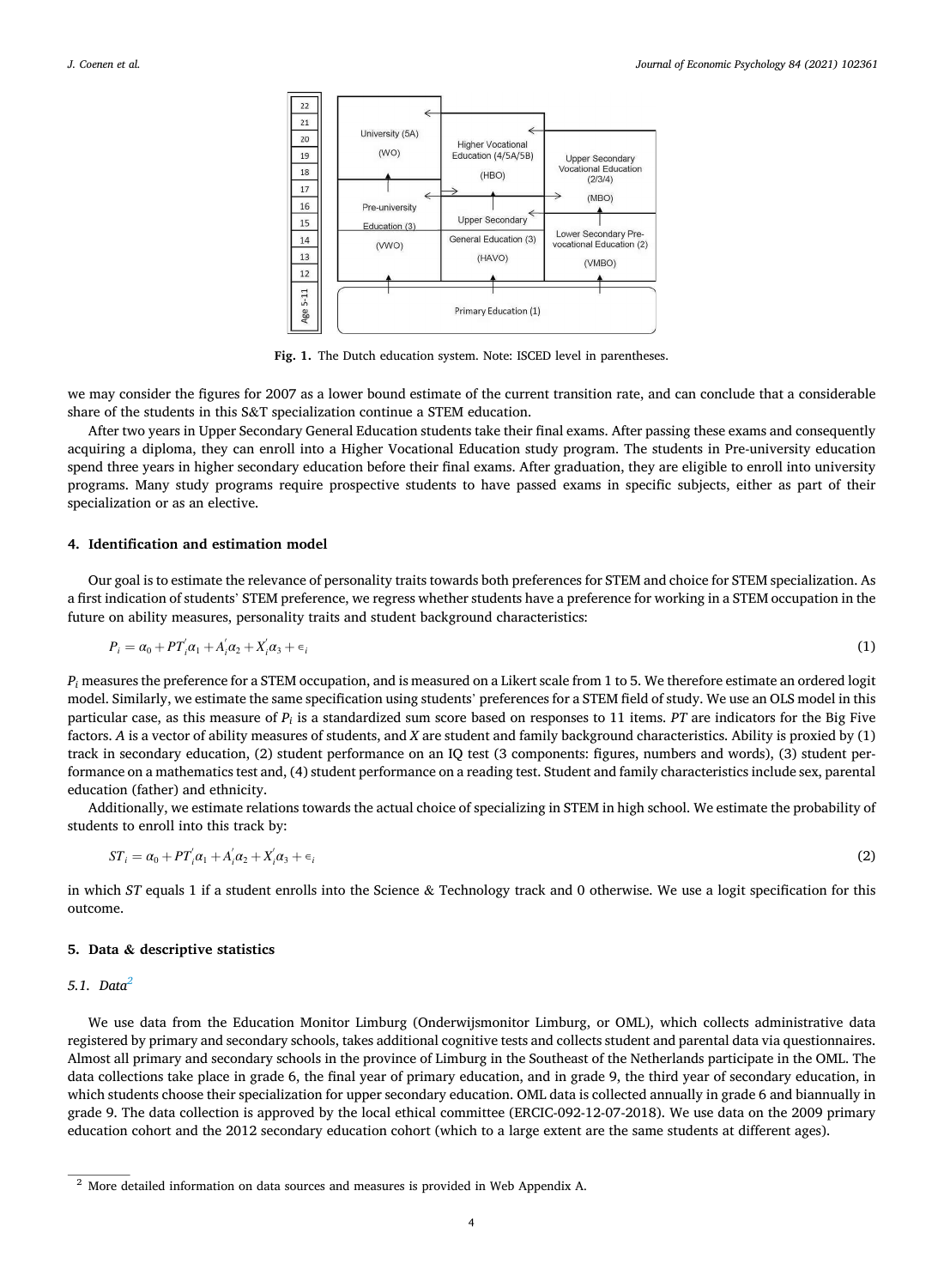Fig. 1. The Dutch education system. Note: ISCED level in parentheses.

we may consider the figures for 2007 as a lower bound estimate of the current transition rate, and can conclude that a considerable share of the students in this S&T specialization continue a STEM education.

After two years in Upper Secondary General Education students take their final exams. After passing these exams and consequently acquiring a diploma, they can enroll into a Higher Vocational Education study program. The students in Pre-university education spend three years in higher secondary education before their final exams. After graduation, they are eligible to enroll into university programs. Many study programs require prospective students to have passed exams in specific subjects, either as part of their specialization or as an elective.

## 4. Identification and estimation model

Our goal is to estimate the relevance of personality traits towards both preferences for STEM and choice for STEM specialization. As a first indication of students' STEM preference, we regress whether students have a preference for working in a STEM occupation in the future on ability measures, personality traits and student background characteristics:

$$P_i = \alpha_0 + PT_i^{'}\alpha_1 + A_i^{'}\alpha_2 + X_i^{'}\alpha_3 + \epsilon_i \tag{1}$$

$P_i$ measures the preference for a STEM occupation, and is measured on a Likert scale from 1 to 5. We therefore estimate an ordered logit model. Similarly, we estimate the same specification using students' preferences for a STEM field of study. We use an OLS model in this particular case, as this measure of $P_i$ is a standardized sum score based on responses to 11 items. *PT* are indicators for the Big Five factors. *A* is a vector of ability measures of students, and *X* are student and family background characteristics. Ability is proxied by (1) track in secondary education, (2) student performance on an IQ test (3 components: figures, numbers and words), (3) student performance on a mathematics test and, (4) student performance on a reading test. Student and family characteristics include sex, parental education (father) and ethnicity.

Additionally, we estimate relations towards the actual choice of specializing in STEM in high school. We estimate the probability of students to enroll into this track by:

$$ST_i = \alpha_0 + PT_i^{'}\alpha_1 + A_i^{'}\alpha_2 + X_i^{'}\alpha_3 + \epsilon_i \tag{2}$$

in which *ST* equals 1 if a student enrolls into the Science & Technology track and 0 otherwise. We use a logit specification for this outcome.

## 5. Data & descriptive statistics

### 5.1. Data[2]

We use data from the Education Monitor Limburg (Onderwijsmonitor Limburg, or OML), which collects administrative data registered by primary and secondary schools, takes additional cognitive tests and collects student and parental data via questionnaires. Almost all primary and secondary schools in the province of Limburg in the Southeast of the Netherlands participate in the OML. The data collections take place in grade 6, the final year of primary education, and in grade 9, the third year of secondary education, in which students choose their specialization for upper secondary education. OML data is collected annually in grade 6 and biannually in grade 9. The data collection is approved by the local ethical committee (ERCIC-092-12-07-2018). We use data on the 2009 primary education cohort and the 2012 secondary education cohort (which to a large extent are the same students at different ages).

[2] More detailed information on data sources and measures is provided in Web Appendix A.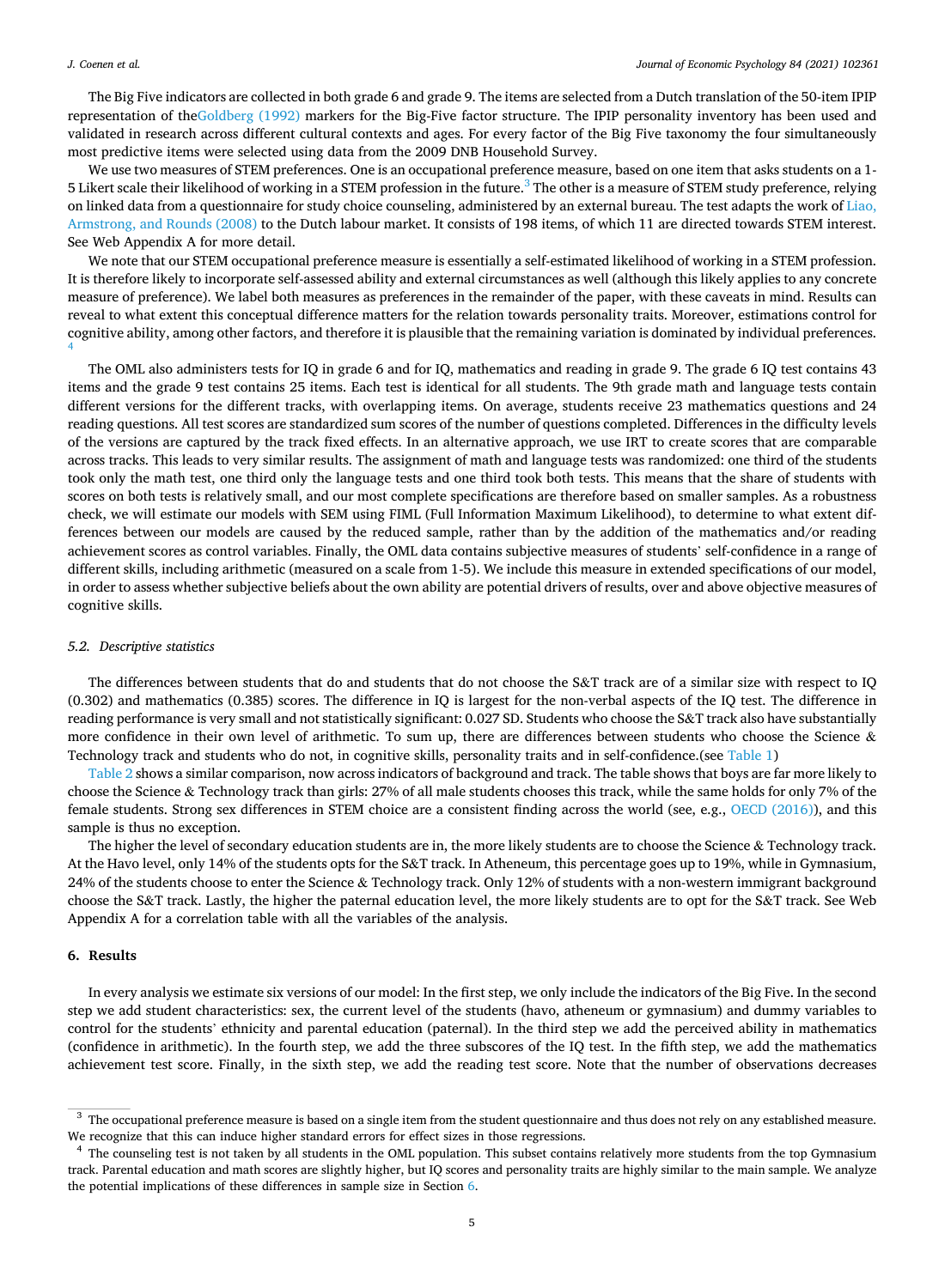The Big Five indicators are collected in both grade 6 and grade 9. The items are selected from a Dutch translation of the 50-item IPIP representation of theGoldberg (1992) markers for the Big-Five factor structure. The IPIP personality inventory has been used and validated in research across different cultural contexts and ages. For every factor of the Big Five taxonomy the four simultaneously most predictive items were selected using data from the 2009 DNB Household Survey.

We use two measures of STEM preferences. One is an occupational preference measure, based on one item that asks students on a 1-5 Likert scale their likelihood of working in a STEM profession in the future.[3] The other is a measure of STEM study preference, relying on linked data from a questionnaire for study choice counseling, administered by an external bureau. The test adapts the work of Liao, Armstrong, and Rounds (2008) to the Dutch labour market. It consists of 198 items, of which 11 are directed towards STEM interest. See Web Appendix A for more detail.

We note that our STEM occupational preference measure is essentially a self-estimated likelihood of working in a STEM profession. It is therefore likely to incorporate self-assessed ability and external circumstances as well (although this likely applies to any concrete measure of preference). We label both measures as preferences in the remainder of the paper, with these caveats in mind. Results can reveal to what extent this conceptual difference matters for the relation towards personality traits. Moreover, estimations control for cognitive ability, among other factors, and therefore it is plausible that the remaining variation is dominated by individual preferences.[4]

The OML also administers tests for IQ in grade 6 and for IQ, mathematics and reading in grade 9. The grade 6 IQ test contains 43 items and the grade 9 test contains 25 items. Each test is identical for all students. The 9th grade math and language tests contain different versions for the different tracks, with overlapping items. On average, students receive 23 mathematics questions and 24 reading questions. All test scores are standardized sum scores of the number of questions completed. Differences in the difficulty levels of the versions are captured by the track fixed effects. In an alternative approach, we use IRT to create scores that are comparable across tracks. This leads to very similar results. The assignment of math and language tests was randomized: one third of the students took only the math test, one third only the language tests and one third took both tests. This means that the share of students with scores on both tests is relatively small, and our most complete specifications are therefore based on smaller samples. As a robustness check, we will estimate our models with SEM using FIML (Full Information Maximum Likelihood), to determine to what extent differences between our models are caused by the reduced sample, rather than by the addition of the mathematics and/or reading achievement scores as control variables. Finally, the OML data contains subjective measures of students' self-confidence in a range of different skills, including arithmetic (measured on a scale from 1-5). We include this measure in extended specifications of our model, in order to assess whether subjective beliefs about the own ability are potential drivers of results, over and above objective measures of cognitive skills.

### 5.2. Descriptive statistics

The differences between students that do and students that do not choose the S&T track are of a similar size with respect to IQ (0.302) and mathematics (0.385) scores. The difference in IQ is largest for the non-verbal aspects of the IQ test. The difference in reading performance is very small and not statistically significant: 0.027 SD. Students who choose the S&T track also have substantially more confidence in their own level of arithmetic. To sum up, there are differences between students who choose the Science & Technology track and students who do not, in cognitive skills, personality traits and in self-confidence.(see Table 1)

Table 2 shows a similar comparison, now across indicators of background and track. The table shows that boys are far more likely to choose the Science & Technology track than girls: 27% of all male students chooses this track, while the same holds for only 7% of the female students. Strong sex differences in STEM choice are a consistent finding across the world (see, e.g., OECD (2016)), and this sample is thus no exception.

The higher the level of secondary education students are in, the more likely students are to choose the Science & Technology track. At the Havo level, only 14% of the students opts for the S&T track. In Atheneum, this percentage goes up to 19%, while in Gymnasium, 24% of the students choose to enter the Science & Technology track. Only 12% of students with a non-western immigrant background choose the S&T track. Lastly, the higher the paternal education level, the more likely students are to opt for the S&T track. See Web Appendix A for a correlation table with all the variables of the analysis.

## 6. Results

In every analysis we estimate six versions of our model: In the first step, we only include the indicators of the Big Five. In the second step we add student characteristics: sex, the current level of the students (havo, atheneum or gymnasium) and dummy variables to control for the students' ethnicity and parental education (paternal). In the third step we add the perceived ability in mathematics (confidence in arithmetic). In the fourth step, we add the three subscores of the IQ test. In the fifth step, we add the mathematics achievement test score. Finally, in the sixth step, we add the reading test score. Note that the number of observations decreases

---

[3] The occupational preference measure is based on a single item from the student questionnaire and thus does not rely on any established measure. We recognize that this can induce higher standard errors for effect sizes in those regressions.

[4] The counseling test is not taken by all students in the OML population. This subset contains relatively more students from the top Gymnasium track. Parental education and math scores are slightly higher, but IQ scores and personality traits are highly similar to the main sample. We analyze the potential implications of these differences in sample size in Section 6.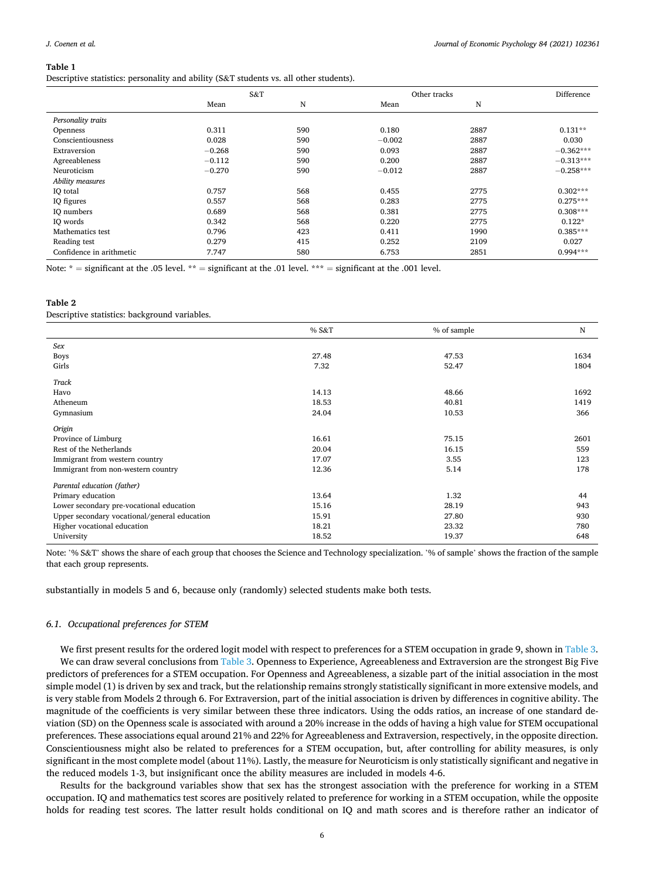**Table 1**
Descriptive statistics: personality and ability (S&T students vs. all other students).

| | S&T | | Other tracks | | Difference |
|---|---|---|---|---|---|
| | Mean | N | Mean | N | |
| *Personality traits* | | | | | |
| Openness | 0.311 | 590 | 0.180 | 2887 | 0.131** |
| Conscientiousness | 0.028 | 590 | −0.002 | 2887 | 0.030 |
| Extraversion | −0.268 | 590 | 0.093 | 2887 | −0.362*** |
| Agreeableness | −0.112 | 590 | 0.200 | 2887 | −0.313*** |
| Neuroticism | −0.270 | 590 | −0.012 | 2887 | −0.258*** |
| *Ability measures* | | | | | |
| IQ total | 0.757 | 568 | 0.455 | 2775 | 0.302*** |
| IQ figures | 0.557 | 568 | 0.283 | 2775 | 0.275*** |
| IQ numbers | 0.689 | 568 | 0.381 | 2775 | 0.308*** |
| IQ words | 0.342 | 568 | 0.220 | 2775 | 0.122* |
| Mathematics test | 0.796 | 423 | 0.411 | 1990 | 0.385*** |
| Reading test | 0.279 | 415 | 0.252 | 2109 | 0.027 |
| Confidence in arithmetic | 7.747 | 580 | 6.753 | 2851 | 0.994*** |

Note: * = significant at the .05 level. ** = significant at the .01 level. *** = significant at the .001 level.

**Table 2**
Descriptive statistics: background variables.

| | % S&T | % of sample | N |
|---|---|---|---|
| *Sex* | | | |
| Boys | 27.48 | 47.53 | 1634 |
| Girls | 7.32 | 52.47 | 1804 |
| *Track* | | | |
| Havo | 14.13 | 48.66 | 1692 |
| Atheneum | 18.53 | 40.81 | 1419 |
| Gymnasium | 24.04 | 10.53 | 366 |
| *Origin* | | | |
| Province of Limburg | 16.61 | 75.15 | 2601 |
| Rest of the Netherlands | 20.04 | 16.15 | 559 |
| Immigrant from western country | 17.07 | 3.55 | 123 |
| Immigrant from non-western country | 12.36 | 5.14 | 178 |
| *Parental education (father)* | | | |
| Primary education | 13.64 | 1.32 | 44 |
| Lower secondary pre-vocational education | 15.16 | 28.19 | 943 |
| Upper secondary vocational/general education | 15.91 | 27.80 | 930 |
| Higher vocational education | 18.21 | 23.32 | 780 |
| University | 18.52 | 19.37 | 648 |

Note: '% S&T' shows the share of each group that chooses the Science and Technology specialization. '% of sample' shows the fraction of the sample that each group represents.

substantially in models 5 and 6, because only (randomly) selected students make both tests.

### 6.1. Occupational preferences for STEM

We first present results for the ordered logit model with respect to preferences for a STEM occupation in grade 9, shown in Table 3.

We can draw several conclusions from Table 3. Openness to Experience, Agreeableness and Extraversion are the strongest Big Five predictors of preferences for a STEM occupation. For Openness and Agreeableness, a sizable part of the initial association in the most simple model (1) is driven by sex and track, but the relationship remains strongly statistically significant in more extensive models, and is very stable from Models 2 through 6. For Extraversion, part of the initial association is driven by differences in cognitive ability. The magnitude of the coefficients is very similar between these three indicators. Using the odds ratios, an increase of one standard deviation (SD) on the Openness scale is associated with around a 20% increase in the odds of having a high value for STEM occupational preferences. These associations equal around 21% and 22% for Agreeableness and Extraversion, respectively, in the opposite direction. Conscientiousness might also be related to preferences for a STEM occupation, but, after controlling for ability measures, is only significant in the most complete model (about 11%). Lastly, the measure for Neuroticism is only statistically significant and negative in the reduced models 1-3, but insignificant once the ability measures are included in models 4-6.

Results for the background variables show that sex has the strongest association with the preference for working in a STEM occupation. IQ and mathematics test scores are positively related to preference for working in a STEM occupation, while the opposite holds for reading test scores. The latter result holds conditional on IQ and math scores and is therefore rather an indicator of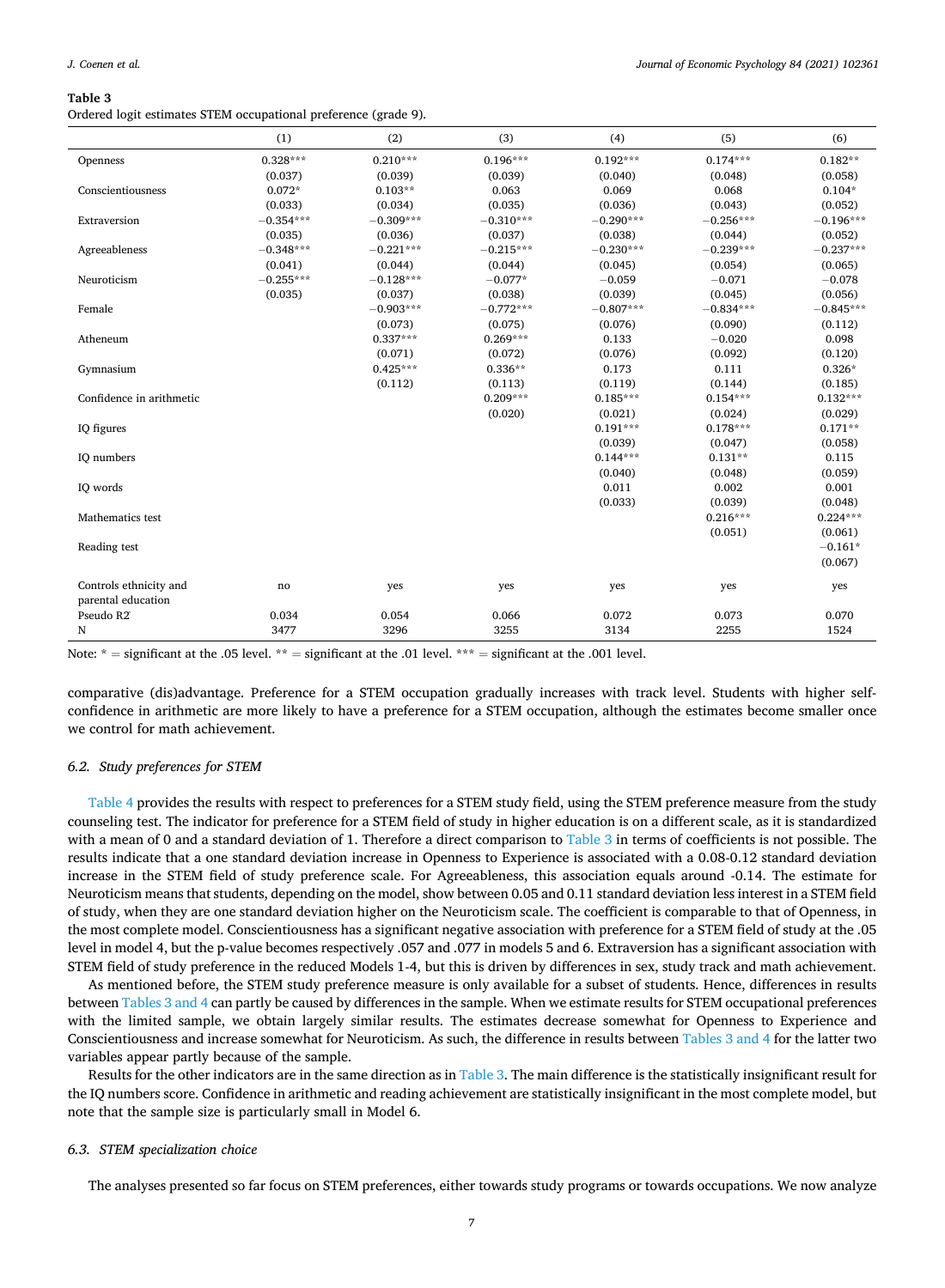**Table 3**
Ordered logit estimates STEM occupational preference (grade 9).

| | (1) | (2) | (3) | (4) | (5) | (6) |
|---|---|---|---|---|---|---|
| Openness | 0.328*** | 0.210*** | 0.196*** | 0.192*** | 0.174*** | 0.182** |
| | (0.037) | (0.039) | (0.039) | (0.040) | (0.048) | (0.058) |
| Conscientiousness | 0.072* | 0.103** | 0.063 | 0.069 | 0.068 | 0.104* |
| | (0.033) | (0.034) | (0.035) | (0.036) | (0.043) | (0.052) |
| Extraversion | −0.354*** | −0.309*** | −0.310*** | −0.290*** | −0.256*** | −0.196*** |
| | (0.035) | (0.036) | (0.037) | (0.038) | (0.044) | (0.052) |
| Agreeableness | −0.348*** | −0.221*** | −0.215*** | −0.230*** | −0.239*** | −0.237*** |
| | (0.041) | (0.044) | (0.044) | (0.045) | (0.054) | (0.065) |
| Neuroticism | −0.255*** | −0.128*** | −0.077* | −0.059 | −0.071 | −0.078 |
| | (0.035) | (0.037) | (0.038) | (0.039) | (0.045) | (0.056) |
| Female | | −0.903*** | −0.772*** | −0.807*** | −0.834*** | −0.845*** |
| | | (0.073) | (0.075) | (0.076) | (0.090) | (0.112) |
| Atheneum | | 0.337*** | 0.269*** | 0.133 | −0.020 | 0.098 |
| | | (0.071) | (0.072) | (0.076) | (0.092) | (0.120) |
| Gymnasium | | 0.425*** | 0.336** | 0.173 | 0.111 | 0.326* |
| | | (0.112) | (0.113) | (0.119) | (0.144) | (0.185) |
| Confidence in arithmetic | | | 0.209*** | 0.185*** | 0.154*** | 0.132*** |
| | | | (0.020) | (0.021) | (0.024) | (0.029) |
| IQ figures | | | | 0.191*** | 0.178*** | 0.171** |
| | | | | (0.039) | (0.047) | (0.058) |
| IQ numbers | | | | 0.144*** | 0.131** | 0.115 |
| | | | | (0.040) | (0.048) | (0.059) |
| IQ words | | | | 0.011 | 0.002 | 0.001 |
| | | | | (0.033) | (0.039) | (0.048) |
| Mathematics test | | | | | 0.216*** | 0.224*** |
| | | | | | (0.051) | (0.061) |
| Reading test | | | | | | −0.161* |
| | | | | | | (0.067) |
| Controls ethnicity and parental education | no | yes | yes | yes | yes | yes |
| Pseudo R2 | 0.034 | 0.054 | 0.066 | 0.072 | 0.073 | 0.070 |
| N | 3477 | 3296 | 3255 | 3134 | 2255 | 1524 |

Note: * = significant at the .05 level. ** = significant at the .01 level. *** = significant at the .001 level.

comparative (dis)advantage. Preference for a STEM occupation gradually increases with track level. Students with higher self-confidence in arithmetic are more likely to have a preference for a STEM occupation, although the estimates become smaller once we control for math achievement.

### 6.2. Study preferences for STEM

Table 4 provides the results with respect to preferences for a STEM study field, using the STEM preference measure from the study counseling test. The indicator for preference for a STEM field of study in higher education is on a different scale, as it is standardized with a mean of 0 and a standard deviation of 1. Therefore a direct comparison to Table 3 in terms of coefficients is not possible. The results indicate that a one standard deviation increase in Openness to Experience is associated with a 0.08-0.12 standard deviation increase in the STEM field of study preference scale. For Agreeableness, this association equals around -0.14. The estimate for Neuroticism means that students, depending on the model, show between 0.05 and 0.11 standard deviation less interest in a STEM field of study, when they are one standard deviation higher on the Neuroticism scale. The coefficient is comparable to that of Openness, in the most complete model. Conscientiousness has a significant negative association with preference for a STEM field of study at the .05 level in model 4, but the p-value becomes respectively .057 and .077 in models 5 and 6. Extraversion has a significant association with STEM field of study preference in the reduced Models 1-4, but this is driven by differences in sex, study track and math achievement.

As mentioned before, the STEM study preference measure is only available for a subset of students. Hence, differences in results between Tables 3 and 4 can partly be caused by differences in the sample. When we estimate results for STEM occupational preferences with the limited sample, we obtain largely similar results. The estimates decrease somewhat for Openness to Experience and Conscientiousness and increase somewhat for Neuroticism. As such, the difference in results between Tables 3 and 4 for the latter two variables appear partly because of the sample.

Results for the other indicators are in the same direction as in Table 3. The main difference is the statistically insignificant result for the IQ numbers score. Confidence in arithmetic and reading achievement are statistically insignificant in the most complete model, but note that the sample size is particularly small in Model 6.

### 6.3. STEM specialization choice

The analyses presented so far focus on STEM preferences, either towards study programs or towards occupations. We now analyze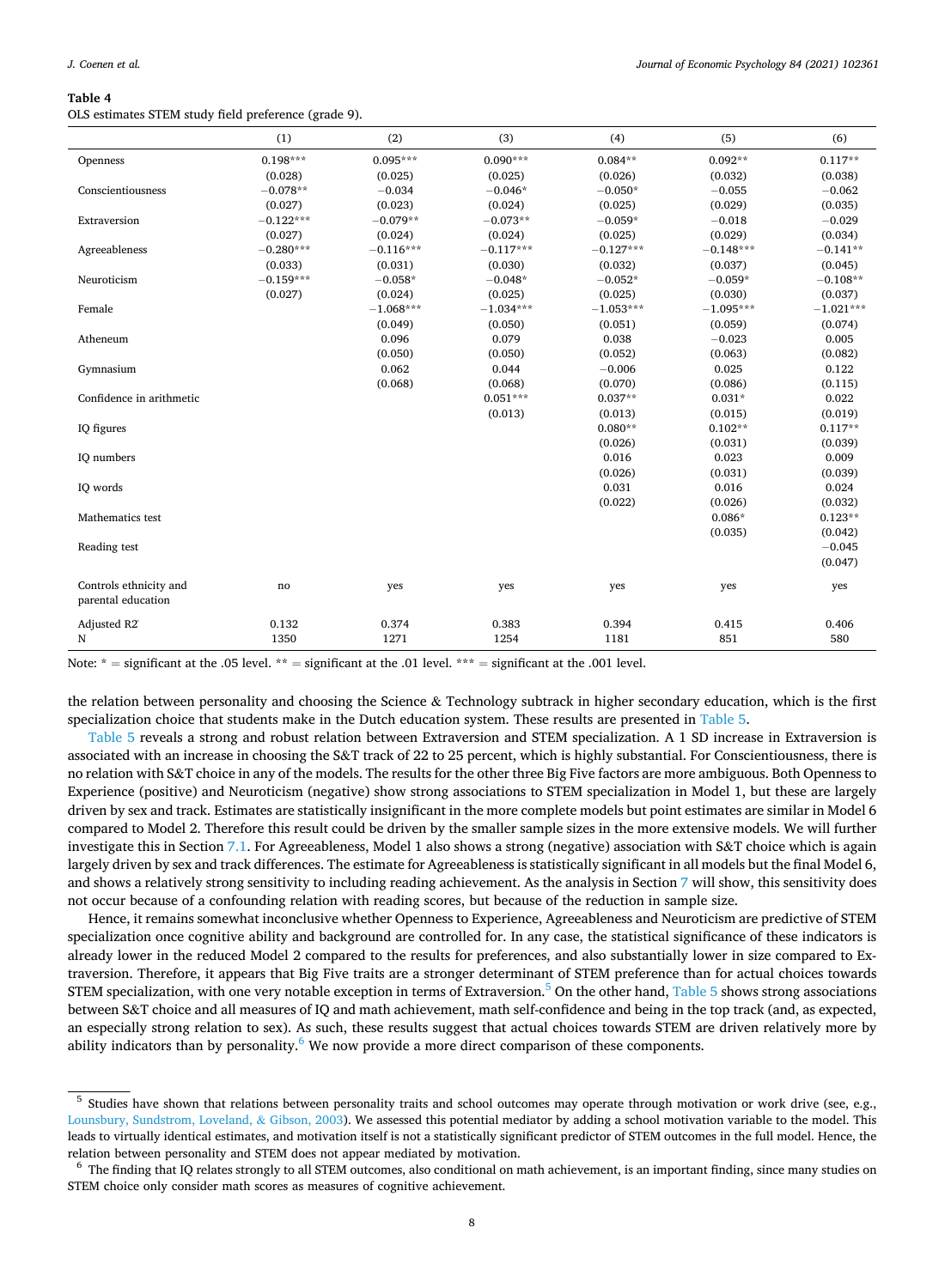**Table 4**

OLS estimates STEM study field preference (grade 9).

| | (1) | (2) | (3) | (4) | (5) | (6) |
|---|---|---|---|---|---|---|
| Openness | 0.198*** | 0.095*** | 0.090*** | 0.084** | 0.092** | 0.117** |
| | (0.028) | (0.025) | (0.025) | (0.026) | (0.032) | (0.038) |
| Conscientiousness | −0.078** | −0.034 | −0.046* | −0.050* | −0.055 | −0.062 |
| | (0.027) | (0.023) | (0.024) | (0.025) | (0.029) | (0.035) |
| Extraversion | −0.122*** | −0.079** | −0.073** | −0.059* | −0.018 | −0.029 |
| | (0.027) | (0.024) | (0.024) | (0.025) | (0.029) | (0.034) |
| Agreeableness | −0.280*** | −0.116*** | −0.117*** | −0.127*** | −0.148*** | −0.141** |
| | (0.033) | (0.031) | (0.030) | (0.032) | (0.037) | (0.045) |
| Neuroticism | −0.159*** | −0.058* | −0.048* | −0.052* | −0.059* | −0.108** |
| | (0.027) | (0.024) | (0.025) | (0.025) | (0.030) | (0.037) |
| Female | | −1.068*** | −1.034*** | −1.053*** | −1.095*** | −1.021*** |
| | | (0.049) | (0.050) | (0.051) | (0.059) | (0.074) |
| Atheneum | | 0.096 | 0.079 | 0.038 | −0.023 | 0.005 |
| | | (0.050) | (0.050) | (0.052) | (0.063) | (0.082) |
| Gymnasium | | 0.062 | 0.044 | −0.006 | 0.025 | 0.122 |
| | | (0.068) | (0.068) | (0.070) | (0.086) | (0.115) |
| Confidence in arithmetic | | | 0.051*** | 0.037** | 0.031* | 0.022 |
| | | | (0.013) | (0.013) | (0.015) | (0.019) |
| IQ figures | | | | 0.080** | 0.102** | 0.117** |
| | | | | (0.026) | (0.031) | (0.039) |
| IQ numbers | | | | 0.016 | 0.023 | 0.009 |
| | | | | (0.026) | (0.031) | (0.039) |
| IQ words | | | | 0.031 | 0.016 | 0.024 |
| | | | | (0.022) | (0.026) | (0.032) |
| Mathematics test | | | | | 0.086* | 0.123** |
| | | | | | (0.035) | (0.042) |
| Reading test | | | | | | −0.045 |
| | | | | | | (0.047) |
| Controls ethnicity and parental education | no | yes | yes | yes | yes | yes |
| Adjusted R2 | 0.132 | 0.374 | 0.383 | 0.394 | 0.415 | 0.406 |
| N | 1350 | 1271 | 1254 | 1181 | 851 | 580 |

Note: * = significant at the .05 level. ** = significant at the .01 level. *** = significant at the .001 level.

the relation between personality and choosing the Science & Technology subtrack in higher secondary education, which is the first specialization choice that students make in the Dutch education system. These results are presented in Table 5.

Table 5 reveals a strong and robust relation between Extraversion and STEM specialization. A 1 SD increase in Extraversion is associated with an increase in choosing the S&T track of 22 to 25 percent, which is highly substantial. For Conscientiousness, there is no relation with S&T choice in any of the models. The results for the other three Big Five factors are more ambiguous. Both Openness to Experience (positive) and Neuroticism (negative) show strong associations to STEM specialization in Model 1, but these are largely driven by sex and track. Estimates are statistically insignificant in the more complete models but point estimates are similar in Model 6 compared to Model 2. Therefore this result could be driven by the smaller sample sizes in the more extensive models. We will further investigate this in Section 7.1. For Agreeableness, Model 1 also shows a strong (negative) association with S&T choice which is again largely driven by sex and track differences. The estimate for Agreeableness is statistically significant in all models but the final Model 6, and shows a relatively strong sensitivity to including reading achievement. As the analysis in Section 7 will show, this sensitivity does not occur because of a confounding relation with reading scores, but because of the reduction in sample size.

Hence, it remains somewhat inconclusive whether Openness to Experience, Agreeableness and Neuroticism are predictive of STEM specialization once cognitive ability and background are controlled for. In any case, the statistical significance of these indicators is already lower in the reduced Model 2 compared to the results for preferences, and also substantially lower in size compared to Extraversion. Therefore, it appears that Big Five traits are a stronger determinant of STEM preference than for actual choices towards STEM specialization, with one very notable exception in terms of Extraversion.[5] On the other hand, Table 5 shows strong associations between S&T choice and all measures of IQ and math achievement, math self-confidence and being in the top track (and, as expected, an especially strong relation to sex). As such, these results suggest that actual choices towards STEM are driven relatively more by ability indicators than by personality.[6] We now provide a more direct comparison of these components.

[5] Studies have shown that relations between personality traits and school outcomes may operate through motivation or work drive (see, e.g., Lounsbury, Sundstrom, Loveland, & Gibson, 2003). We assessed this potential mediator by adding a school motivation variable to the model. This leads to virtually identical estimates, and motivation itself is not a statistically significant predictor of STEM outcomes in the full model. Hence, the relation between personality and STEM does not appear mediated by motivation.

[6] The finding that IQ relates strongly to all STEM outcomes, also conditional on math achievement, is an important finding, since many studies on STEM choice only consider math scores as measures of cognitive achievement.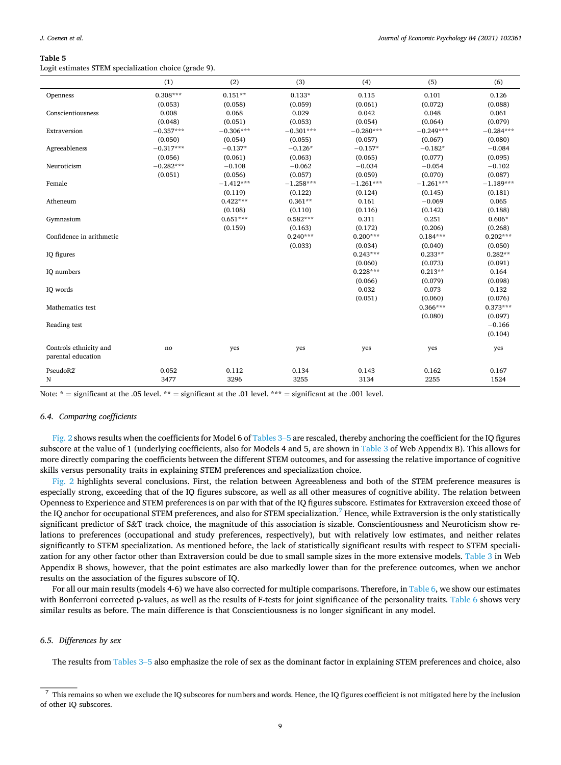**Table 5**
Logit estimates STEM specialization choice (grade 9).

| | (1) | (2) | (3) | (4) | (5) | (6) |
|---|---|---|---|---|---|---|
| Openness | 0.308*** | 0.151** | 0.133* | 0.115 | 0.101 | 0.126 |
| | (0.053) | (0.058) | (0.059) | (0.061) | (0.072) | (0.088) |
| Conscientiousness | 0.008 | 0.068 | 0.029 | 0.042 | 0.048 | 0.061 |
| | (0.048) | (0.051) | (0.053) | (0.054) | (0.064) | (0.079) |
| Extraversion | −0.357*** | −0.306*** | −0.301*** | −0.280*** | −0.249*** | −0.284*** |
| | (0.050) | (0.054) | (0.055) | (0.057) | (0.067) | (0.080) |
| Agreeableness | −0.317*** | −0.137* | −0.126* | −0.157* | −0.182* | −0.084 |
| | (0.056) | (0.061) | (0.063) | (0.065) | (0.077) | (0.095) |
| Neuroticism | −0.282*** | −0.108 | −0.062 | −0.034 | −0.054 | −0.102 |
| | (0.051) | (0.056) | (0.057) | (0.059) | (0.070) | (0.087) |
| Female | | −1.412*** | −1.258*** | −1.261*** | −1.261*** | −1.189*** |
| | | (0.119) | (0.122) | (0.124) | (0.145) | (0.181) |
| Atheneum | | 0.422*** | 0.361** | 0.161 | −0.069 | 0.065 |
| | | (0.108) | (0.110) | (0.116) | (0.142) | (0.188) |
| Gymnasium | | 0.651*** | 0.582*** | 0.311 | 0.251 | 0.606* |
| | | (0.159) | (0.163) | (0.172) | (0.206) | (0.268) |
| Confidence in arithmetic | | | 0.240*** | 0.200*** | 0.184*** | 0.202*** |
| | | | (0.033) | (0.034) | (0.040) | (0.050) |
| IQ figures | | | | 0.243*** | 0.233** | 0.282** |
| | | | | (0.060) | (0.073) | (0.091) |
| IQ numbers | | | | 0.228*** | 0.213** | 0.164 |
| | | | | (0.066) | (0.079) | (0.098) |
| IQ words | | | | 0.032 | 0.073 | 0.132 |
| | | | | (0.051) | (0.060) | (0.076) |
| Mathematics test | | | | | 0.366*** | 0.373*** |
| | | | | | (0.080) | (0.097) |
| Reading test | | | | | | −0.166 |
| | | | | | | (0.104) |
| Controls ethnicity and parental education | no | yes | yes | yes | yes | yes |
| PseudoR2 | 0.052 | 0.112 | 0.134 | 0.143 | 0.162 | 0.167 |
| N | 3477 | 3296 | 3255 | 3134 | 2255 | 1524 |

Note: * = significant at the .05 level. ** = significant at the .01 level. *** = significant at the .001 level.

### 6.4. Comparing coefficients

Fig. 2 shows results when the coefficients for Model 6 of Tables 3–5 are rescaled, thereby anchoring the coefficient for the IQ figures subscore at the value of 1 (underlying coefficients, also for Models 4 and 5, are shown in Table 3 of Web Appendix B). This allows for more directly comparing the coefficients between the different STEM outcomes, and for assessing the relative importance of cognitive skills versus personality traits in explaining STEM preferences and specialization choice.

Fig. 2 highlights several conclusions. First, the relation between Agreeableness and both of the STEM preference measures is especially strong, exceeding that of the IQ figures subscore, as well as all other measures of cognitive ability. The relation between Openness to Experience and STEM preferences is on par with that of the IQ figures subscore. Estimates for Extraversion exceed those of the IQ anchor for occupational STEM preferences, and also for STEM specialization.[7] Hence, while Extraversion is the only statistically significant predictor of S&T track choice, the magnitude of this association is sizable. Conscientiousness and Neuroticism show relations to preferences (occupational and study preferences, respectively), but with relatively low estimates, and neither relates significantly to STEM specialization. As mentioned before, the lack of statistically significant results with respect to STEM specialization for any other factor other than Extraversion could be due to small sample sizes in the more extensive models. Table 3 in Web Appendix B shows, however, that the point estimates are also markedly lower than for the preference outcomes, when we anchor results on the association of the figures subscore of IQ.

For all our main results (models 4-6) we have also corrected for multiple comparisons. Therefore, in Table 6, we show our estimates with Bonferroni corrected p-values, as well as the results of F-tests for joint significance of the personality traits. Table 6 shows very similar results as before. The main difference is that Conscientiousness is no longer significant in any model.

### 6.5. Differences by sex

The results from Tables 3–5 also emphasize the role of sex as the dominant factor in explaining STEM preferences and choice, also

[7] This remains so when we exclude the IQ subscores for numbers and words. Hence, the IQ figures coefficient is not mitigated here by the inclusion of other IQ subscores.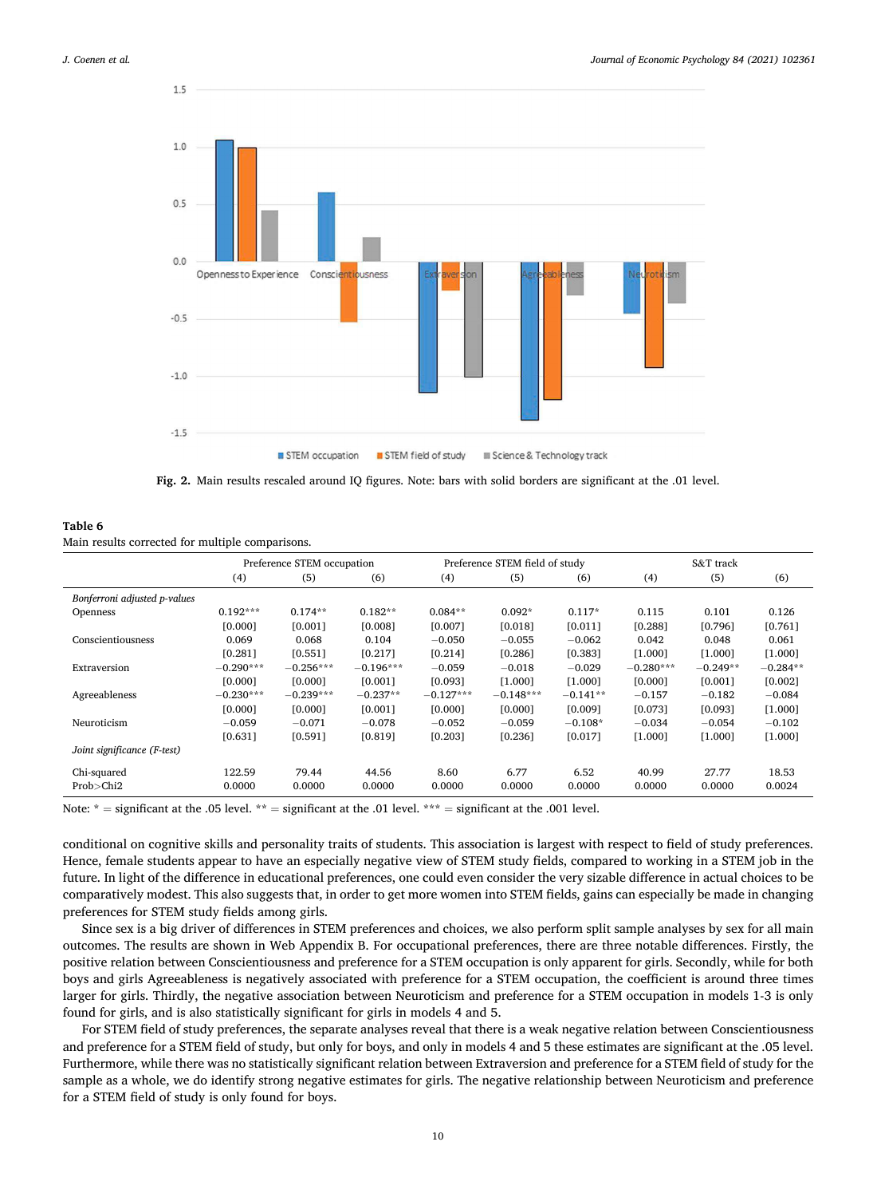**Fig. 2.** Main results rescaled around IQ figures. Note: bars with solid borders are significant at the .01 level.

**Table 6**

Main results corrected for multiple comparisons.

| | Preference STEM occupation | | | Preference STEM field of study | | | S&T track | | |
|---|---|---|---|---|---|---|---|---|---|
| | (4) | (5) | (6) | (4) | (5) | (6) | (4) | (5) | (6) |
| *Bonferroni adjusted p-values* | | | | | | | | | |
| Openness | 0.192*** | 0.174** | 0.182** | 0.084** | 0.092* | 0.117* | 0.115 | 0.101 | 0.126 |
| | [0.000] | [0.001] | [0.008] | [0.007] | [0.018] | [0.011] | [0.288] | [0.796] | [0.761] |
| Conscientiousness | 0.069 | 0.068 | 0.104 | −0.050 | −0.055 | −0.062 | 0.042 | 0.048 | 0.061 |
| | [0.281] | [0.551] | [0.217] | [0.214] | [0.286] | [0.383] | [1.000] | [1.000] | [1.000] |
| Extraversion | −0.290*** | −0.256*** | −0.196*** | −0.059 | −0.018 | −0.029 | −0.280*** | −0.249** | −0.284** |
| | [0.000] | [0.000] | [0.001] | [0.093] | [1.000] | [1.000] | [0.000] | [0.001] | [0.002] |
| Agreeableness | −0.230*** | −0.239*** | −0.237** | −0.127*** | −0.148*** | −0.141** | −0.157 | −0.182 | −0.084 |
| | [0.000] | [0.000] | [0.001] | [0.000] | [0.000] | [0.009] | [0.073] | [0.093] | [1.000] |
| Neuroticism | −0.059 | −0.071 | −0.078 | −0.052 | −0.059 | −0.108* | −0.034 | −0.054 | −0.102 |
| | [0.631] | [0.591] | [0.819] | [0.203] | [0.236] | [0.017] | [1.000] | [1.000] | [1.000] |
| *Joint significance (F-test)* | | | | | | | | | |
| Chi-squared | 122.59 | 79.44 | 44.56 | 8.60 | 6.77 | 6.52 | 40.99 | 27.77 | 18.53 |
| Prob>Chi2 | 0.0000 | 0.0000 | 0.0000 | 0.0000 | 0.0000 | 0.0000 | 0.0000 | 0.0000 | 0.0024 |

Note: * = significant at the .05 level. ** = significant at the .01 level. *** = significant at the .001 level.

conditional on cognitive skills and personality traits of students. This association is largest with respect to field of study preferences. Hence, female students appear to have an especially negative view of STEM study fields, compared to working in a STEM job in the future. In light of the difference in educational preferences, one could even consider the very sizable difference in actual choices to be comparatively modest. This also suggests that, in order to get more women into STEM fields, gains can especially be made in changing preferences for STEM study fields among girls.

Since sex is a big driver of differences in STEM preferences and choices, we also perform split sample analyses by sex for all main outcomes. The results are shown in Web Appendix B. For occupational preferences, there are three notable differences. Firstly, the positive relation between Conscientiousness and preference for a STEM occupation is only apparent for girls. Secondly, while for both boys and girls Agreeableness is negatively associated with preference for a STEM occupation, the coefficient is around three times larger for girls. Thirdly, the negative association between Neuroticism and preference for a STEM occupation in models 1-3 is only found for girls, and is also statistically significant for girls in models 4 and 5.

For STEM field of study preferences, the separate analyses reveal that there is a weak negative relation between Conscientiousness and preference for a STEM field of study, but only for boys, and only in models 4 and 5 these estimates are significant at the .05 level. Furthermore, while there was no statistically significant relation between Extraversion and preference for a STEM field of study for the sample as a whole, we do identify strong negative estimates for girls. The negative relationship between Neuroticism and preference for a STEM field of study is only found for boys.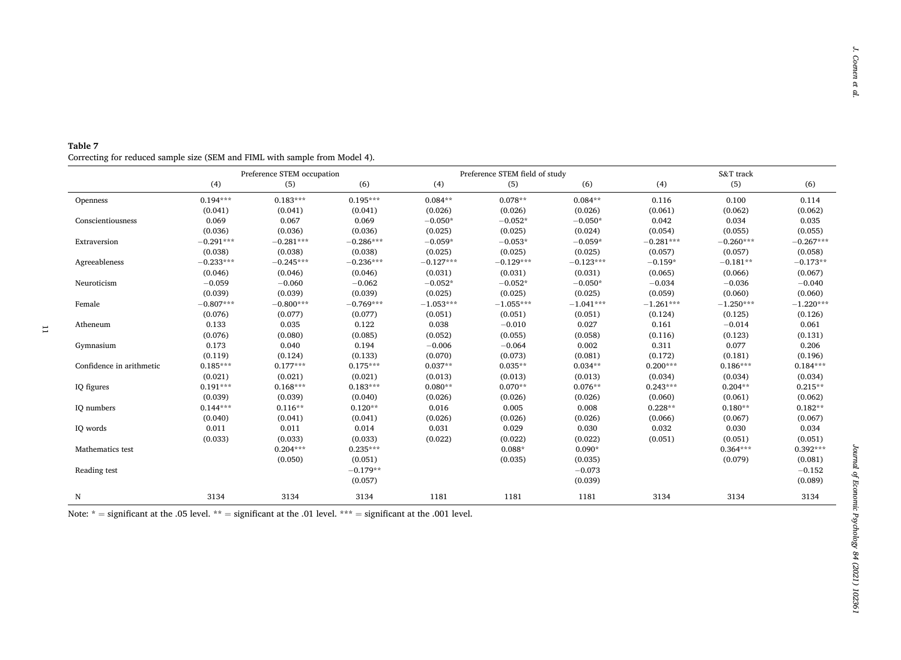**Table 7**
Correcting for reduced sample size (SEM and FIML with sample from Model 4).

| | Preference STEM occupation | | | Preference STEM field of study | | | S&T track | | |
|---|---|---|---|---|---|---|---|---|---|
| | (4) | (5) | (6) | (4) | (5) | (6) | (4) | (5) | (6) |
| Openness | 0.194*** | 0.183*** | 0.195*** | 0.084** | 0.078** | 0.084** | 0.116 | 0.100 | 0.114 |
| | (0.041) | (0.041) | (0.041) | (0.026) | (0.026) | (0.026) | (0.061) | (0.062) | (0.062) |
| Conscientiousness | 0.069 | 0.067 | 0.069 | −0.050* | −0.052* | −0.050* | 0.042 | 0.034 | 0.035 |
| | (0.036) | (0.036) | (0.036) | (0.025) | (0.025) | (0.024) | (0.054) | (0.055) | (0.055) |
| Extraversion | −0.291*** | −0.281*** | −0.286*** | −0.059* | −0.053* | −0.059* | −0.281*** | −0.260*** | −0.267*** |
| | (0.038) | (0.038) | (0.038) | (0.025) | (0.025) | (0.025) | (0.057) | (0.057) | (0.058) |
| Agreeableness | −0.233*** | −0.245*** | −0.236*** | −0.127*** | −0.129*** | −0.123*** | −0.159* | −0.181** | −0.173** |
| | (0.046) | (0.046) | (0.046) | (0.031) | (0.031) | (0.031) | (0.065) | (0.066) | (0.067) |
| Neuroticism | −0.059 | −0.060 | −0.062 | −0.052* | −0.052* | −0.050* | −0.034 | −0.036 | −0.040 |
| | (0.039) | (0.039) | (0.039) | (0.025) | (0.025) | (0.025) | (0.059) | (0.060) | (0.060) |
| Female | −0.807*** | −0.800*** | −0.769*** | −1.053*** | −1.055*** | −1.041*** | −1.261*** | −1.250*** | −1.220*** |
| | (0.076) | (0.077) | (0.077) | (0.051) | (0.051) | (0.051) | (0.124) | (0.125) | (0.126) |
| Atheneum | 0.133 | 0.035 | 0.122 | 0.038 | −0.010 | 0.027 | 0.161 | −0.014 | 0.061 |
| | (0.076) | (0.080) | (0.085) | (0.052) | (0.055) | (0.058) | (0.116) | (0.123) | (0.131) |
| Gymnasium | 0.173 | 0.040 | 0.194 | −0.006 | −0.064 | 0.002 | 0.311 | 0.077 | 0.206 |
| | (0.119) | (0.124) | (0.133) | (0.070) | (0.073) | (0.081) | (0.172) | (0.181) | (0.196) |
| Confidence in arithmetic | 0.185*** | 0.177*** | 0.175*** | 0.037** | 0.035** | 0.034** | 0.200*** | 0.186*** | 0.184*** |
| | (0.021) | (0.021) | (0.021) | (0.013) | (0.013) | (0.013) | (0.034) | (0.034) | (0.034) |
| IQ figures | 0.191*** | 0.168*** | 0.183*** | 0.080** | 0.070** | 0.076** | 0.243*** | 0.204** | 0.215** |
| | (0.039) | (0.039) | (0.040) | (0.026) | (0.026) | (0.026) | (0.060) | (0.061) | (0.062) |
| IQ numbers | 0.144*** | 0.116** | 0.120** | 0.016 | 0.005 | 0.008 | 0.228** | 0.180** | 0.182** |
| | (0.040) | (0.041) | (0.041) | (0.026) | (0.026) | (0.026) | (0.066) | (0.067) | (0.067) |
| IQ words | 0.011 | 0.011 | 0.014 | 0.031 | 0.029 | 0.030 | 0.032 | 0.030 | 0.034 |
| | (0.033) | (0.033) | (0.033) | (0.022) | (0.022) | (0.022) | (0.051) | (0.051) | (0.051) |
| Mathematics test | | 0.204*** | 0.235*** | | 0.088* | 0.090* | | 0.364*** | 0.392*** |
| | | (0.050) | (0.051) | | (0.035) | (0.035) | | (0.079) | (0.081) |
| Reading test | | | −0.179** | | | −0.073 | | | −0.152 |
| | | | (0.057) | | | (0.039) | | | (0.089) |
| N | 3134 | 3134 | 3134 | 1181 | 1181 | 1181 | 3134 | 3134 | 3134 |

Note: * = significant at the .05 level. ** = significant at the .01 level. *** = significant at the .001 level.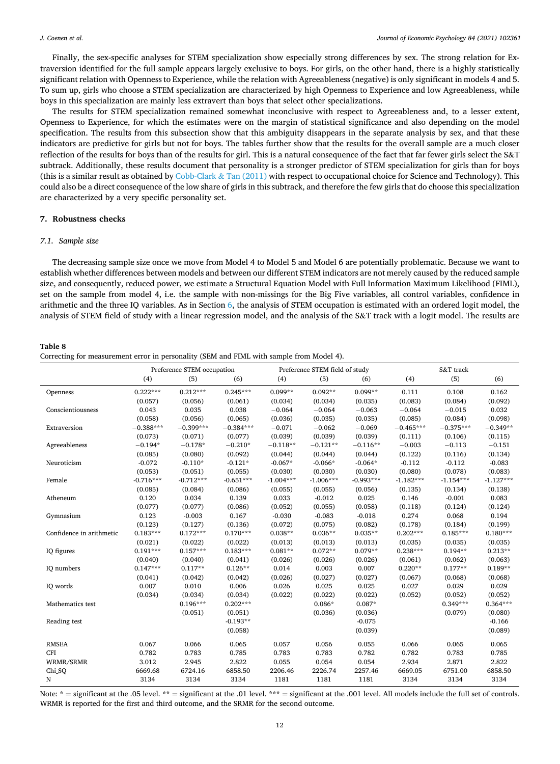Finally, the sex-specific analyses for STEM specialization show especially strong differences by sex. The strong relation for Extraversion identified for the full sample appears largely exclusive to boys. For girls, on the other hand, there is a highly statistically significant relation with Openness to Experience, while the relation with Agreeableness (negative) is only significant in models 4 and 5. To sum up, girls who choose a STEM specialization are characterized by high Openness to Experience and low Agreeableness, while boys in this specialization are mainly less extravert than boys that select other specializations.

The results for STEM specialization remained somewhat inconclusive with respect to Agreeableness and, to a lesser extent, Openness to Experience, for which the estimates were on the margin of statistical significance and also depending on the model specification. The results from this subsection show that this ambiguity disappears in the separate analysis by sex, and that these indicators are predictive for girls but not for boys. The tables further show that the results for the overall sample are a much closer reflection of the results for boys than of the results for girl. This is a natural consequence of the fact that far fewer girls select the S&T subtrack. Additionally, these results document that personality is a stronger predictor of STEM specialization for girls than for boys (this is a similar result as obtained by Cobb-Clark & Tan (2011) with respect to occupational choice for Science and Technology). This could also be a direct consequence of the low share of girls in this subtrack, and therefore the few girls that do choose this specialization are characterized by a very specific personality set.

## 7. Robustness checks

### 7.1. Sample size

The decreasing sample size once we move from Model 4 to Model 5 and Model 6 are potentially problematic. Because we want to establish whether differences between models and between our different STEM indicators are not merely caused by the reduced sample size, and consequently, reduced power, we estimate a Structural Equation Model with Full Information Maximum Likelihood (FIML), set on the sample from model 4, i.e. the sample with non-missings for the Big Five variables, all control variables, confidence in arithmetic and the three IQ variables. As in Section 6, the analysis of STEM occupation is estimated with an ordered logit model, the analysis of STEM field of study with a linear regression model, and the analysis of the S&T track with a logit model. The results are

**Table 8**
Correcting for measurement error in personality (SEM and FIML with sample from Model 4).

| | Preference STEM occupation | | | Preference STEM field of study | | | S&T track | | |
|---|---|---|---|---|---|---|---|---|---|
| | (4) | (5) | (6) | (4) | (5) | (6) | (4) | (5) | (6) |
| Openness | 0.222*** | 0.212*** | 0.245*** | 0.099** | 0.092** | 0.099** | 0.111 | 0.108 | 0.162 |
| | (0.057) | (0.056) | (0.061) | (0.034) | (0.034) | (0.035) | (0.083) | (0.084) | (0.092) |
| Conscientiousness | 0.043 | 0.035 | 0.038 | −0.064 | −0.064 | −0.063 | −0.064 | −0.015 | 0.032 |
| | (0.058) | (0.056) | (0.065) | (0.036) | (0.035) | (0.035) | (0.085) | (0.084) | (0.098) |
| Extraversion | −0.388*** | −0.399*** | −0.384*** | −0.071 | −0.062 | −0.069 | −0.465*** | −0.375*** | −0.349** |
| | (0.073) | (0.071) | (0.077) | (0.039) | (0.039) | (0.039) | (0.111) | (0.106) | (0.115) |
| Agreeableness | −0.194* | −0.178* | −0.210* | −0.118** | −0.121** | −0.116** | −0.003 | −0.113 | −0.151 |
| | (0.085) | (0.080) | (0.092) | (0.044) | (0.044) | (0.044) | (0.122) | (0.116) | (0.134) |
| Neuroticism | -0.072 | -0.110* | -0.121* | -0.067* | -0.066* | -0.064* | -0.112 | -0.112 | -0.083 |
| | (0.053) | (0.051) | (0.055) | (0.030) | (0.030) | (0.030) | (0.080) | (0.078) | (0.083) |
| Female | -0.716*** | -0.712*** | -0.651*** | -1.004*** | -1.006*** | -0.993*** | -1.182*** | -1.154*** | -1.127*** |
| | (0.085) | (0.084) | (0.086) | (0.055) | (0.055) | (0.056) | (0.135) | (0.134) | (0.138) |
| Atheneum | 0.120 | 0.034 | 0.139 | 0.033 | -0.012 | 0.025 | 0.146 | -0.001 | 0.083 |
| | (0.077) | (0.077) | (0.086) | (0.052) | (0.055) | (0.058) | (0.118) | (0.124) | (0.124) |
| Gymnasium | 0.123 | -0.003 | 0.167 | -0.030 | -0.083 | -0.018 | 0.274 | 0.068 | 0.194 |
| | (0.123) | (0.127) | (0.136) | (0.072) | (0.075) | (0.082) | (0.178) | (0.184) | (0.199) |
| Confidence in arithmetic | 0.183*** | 0.172*** | 0.170*** | 0.038** | 0.036** | 0.035** | 0.202*** | 0.185*** | 0.180*** |
| | (0.021) | (0.022) | (0.022) | (0.013) | (0.013) | (0.013) | (0.035) | (0.035) | (0.035) |
| IQ figures | 0.191*** | 0.157*** | 0.183*** | 0.081** | 0.072** | 0.079** | 0.238*** | 0.194** | 0.213** |
| | (0.040) | (0.040) | (0.041) | (0.026) | (0.026) | (0.026) | (0.061) | (0.062) | (0.063) |
| IQ numbers | 0.147*** | 0.117** | 0.126** | 0.014 | 0.003 | 0.007 | 0.220** | 0.177** | 0.189** |
| | (0.041) | (0.042) | (0.042) | (0.026) | (0.027) | (0.027) | (0.067) | (0.068) | (0.068) |
| IQ words | 0.007 | 0.010 | 0.006 | 0.026 | 0.025 | 0.025 | 0.027 | 0.029 | 0.029 |
| | (0.034) | (0.034) | (0.034) | (0.022) | (0.022) | (0.022) | (0.052) | (0.052) | (0.052) |
| Mathematics test | | 0.196*** | 0.202*** | | 0.086* | 0.087* | | 0.349*** | 0.364*** |
| | | (0.051) | (0.051) | | (0.036) | (0.036) | | (0.079) | (0.080) |
| Reading test | | | -0.193** | | | -0.075 | | | -0.166 |
| | | | (0.058) | | | (0.039) | | | (0.089) |
| RMSEA | 0.067 | 0.066 | 0.065 | 0.057 | 0.056 | 0.055 | 0.066 | 0.065 | 0.065 |
| CFI | 0.782 | 0.783 | 0.785 | 0.783 | 0.783 | 0.782 | 0.782 | 0.783 | 0.785 |
| WRMR/SRMR | 3.012 | 2.945 | 2.822 | 0.055 | 0.054 | 0.054 | 2.934 | 2.871 | 2.822 |
| Chi_SQ | 6669.68 | 6724.16 | 6858.50 | 2206.46 | 2226.74 | 2257.46 | 6669.05 | 6751.00 | 6858.50 |
| N | 3134 | 3134 | 3134 | 1181 | 1181 | 1181 | 3134 | 3134 | 3134 |

Note: * = significant at the .05 level. ** = significant at the .01 level. *** = significant at the .001 level. All models include the full set of controls. WRMR is reported for the first and third outcome, and the SRMR for the second outcome.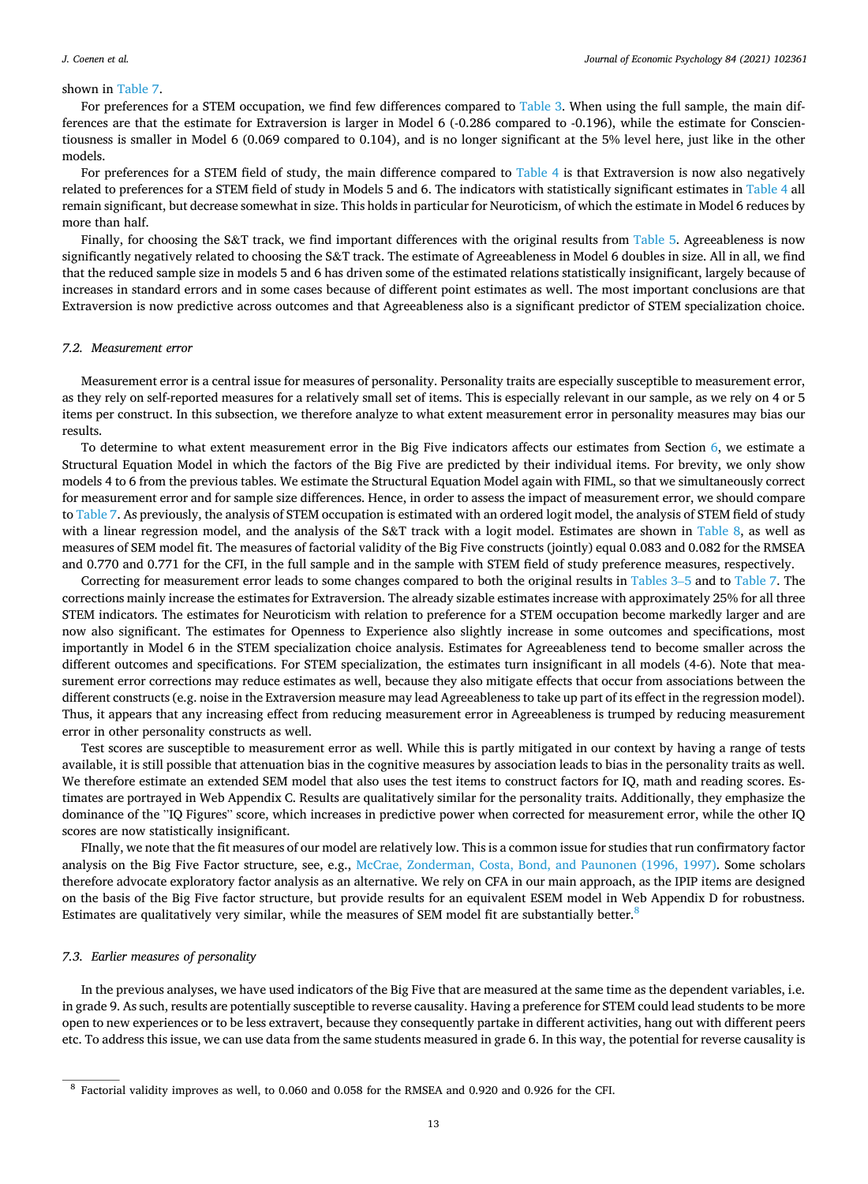shown in Table 7.

For preferences for a STEM occupation, we find few differences compared to Table 3. When using the full sample, the main differences are that the estimate for Extraversion is larger in Model 6 (-0.286 compared to -0.196), while the estimate for Conscientiousness is smaller in Model 6 (0.069 compared to 0.104), and is no longer significant at the 5% level here, just like in the other models.

For preferences for a STEM field of study, the main difference compared to Table 4 is that Extraversion is now also negatively related to preferences for a STEM field of study in Models 5 and 6. The indicators with statistically significant estimates in Table 4 all remain significant, but decrease somewhat in size. This holds in particular for Neuroticism, of which the estimate in Model 6 reduces by more than half.

Finally, for choosing the S&T track, we find important differences with the original results from Table 5. Agreeableness is now significantly negatively related to choosing the S&T track. The estimate of Agreeableness in Model 6 doubles in size. All in all, we find that the reduced sample size in models 5 and 6 has driven some of the estimated relations statistically insignificant, largely because of increases in standard errors and in some cases because of different point estimates as well. The most important conclusions are that Extraversion is now predictive across outcomes and that Agreeableness also is a significant predictor of STEM specialization choice.

### 7.2. Measurement error

Measurement error is a central issue for measures of personality. Personality traits are especially susceptible to measurement error, as they rely on self-reported measures for a relatively small set of items. This is especially relevant in our sample, as we rely on 4 or 5 items per construct. In this subsection, we therefore analyze to what extent measurement error in personality measures may bias our results.

To determine to what extent measurement error in the Big Five indicators affects our estimates from Section 6, we estimate a Structural Equation Model in which the factors of the Big Five are predicted by their individual items. For brevity, we only show models 4 to 6 from the previous tables. We estimate the Structural Equation Model again with FIML, so that we simultaneously correct for measurement error and for sample size differences. Hence, in order to assess the impact of measurement error, we should compare to Table 7. As previously, the analysis of STEM occupation is estimated with an ordered logit model, the analysis of STEM field of study with a linear regression model, and the analysis of the S&T track with a logit model. Estimates are shown in Table 8, as well as measures of SEM model fit. The measures of factorial validity of the Big Five constructs (jointly) equal 0.083 and 0.082 for the RMSEA and 0.770 and 0.771 for the CFI, in the full sample and in the sample with STEM field of study preference measures, respectively.

Correcting for measurement error leads to some changes compared to both the original results in Tables 3–5 and to Table 7. The corrections mainly increase the estimates for Extraversion. The already sizable estimates increase with approximately 25% for all three STEM indicators. The estimates for Neuroticism with relation to preference for a STEM occupation become markedly larger and are now also significant. The estimates for Openness to Experience also slightly increase in some outcomes and specifications, most importantly in Model 6 in the STEM specialization choice analysis. Estimates for Agreeableness tend to become smaller across the different outcomes and specifications. For STEM specialization, the estimates turn insignificant in all models (4-6). Note that measurement error corrections may reduce estimates as well, because they also mitigate effects that occur from associations between the different constructs (e.g. noise in the Extraversion measure may lead Agreeableness to take up part of its effect in the regression model). Thus, it appears that any increasing effect from reducing measurement error in Agreeableness is trumped by reducing measurement error in other personality constructs as well.

Test scores are susceptible to measurement error as well. While this is partly mitigated in our context by having a range of tests available, it is still possible that attenuation bias in the cognitive measures by association leads to bias in the personality traits as well. We therefore estimate an extended SEM model that also uses the test items to construct factors for IQ, math and reading scores. Estimates are portrayed in Web Appendix C. Results are qualitatively similar for the personality traits. Additionally, they emphasize the dominance of the "IQ Figures" score, which increases in predictive power when corrected for measurement error, while the other IQ scores are now statistically insignificant.

FInally, we note that the fit measures of our model are relatively low. This is a common issue for studies that run confirmatory factor analysis on the Big Five Factor structure, see, e.g., McCrae, Zonderman, Costa, Bond, and Paunonen (1996, 1997). Some scholars therefore advocate exploratory factor analysis as an alternative. We rely on CFA in our main approach, as the IPIP items are designed on the basis of the Big Five factor structure, but provide results for an equivalent ESEM model in Web Appendix D for robustness. Estimates are qualitatively very similar, while the measures of SEM model fit are substantially better.[8]

### 7.3. Earlier measures of personality

In the previous analyses, we have used indicators of the Big Five that are measured at the same time as the dependent variables, i.e. in grade 9. As such, results are potentially susceptible to reverse causality. Having a preference for STEM could lead students to be more open to new experiences or to be less extravert, because they consequently partake in different activities, hang out with different peers etc. To address this issue, we can use data from the same students measured in grade 6. In this way, the potential for reverse causality is

[8] Factorial validity improves as well, to 0.060 and 0.058 for the RMSEA and 0.920 and 0.926 for the CFI.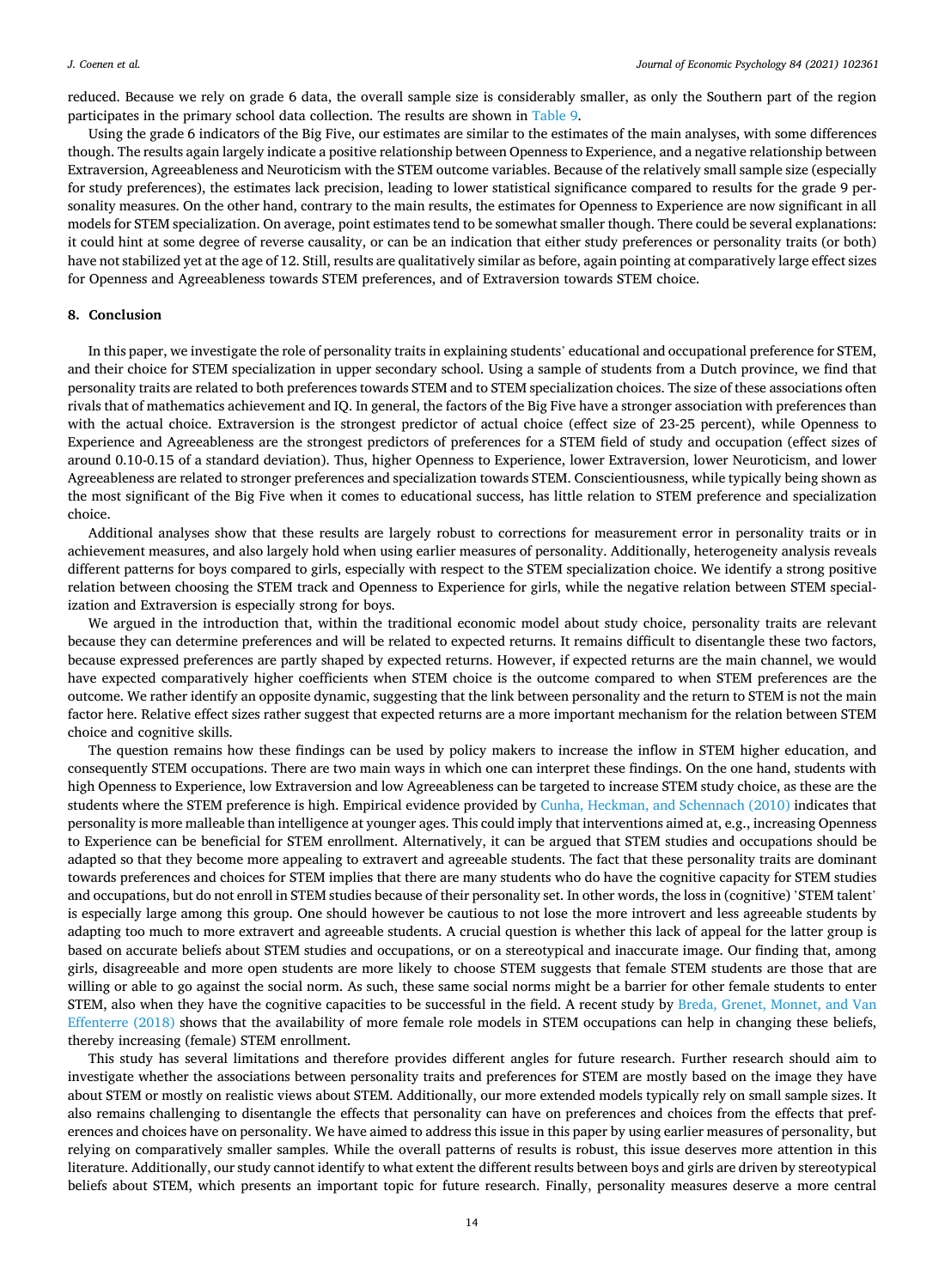reduced. Because we rely on grade 6 data, the overall sample size is considerably smaller, as only the Southern part of the region participates in the primary school data collection. The results are shown in Table 9.

Using the grade 6 indicators of the Big Five, our estimates are similar to the estimates of the main analyses, with some differences though. The results again largely indicate a positive relationship between Openness to Experience, and a negative relationship between Extraversion, Agreeableness and Neuroticism with the STEM outcome variables. Because of the relatively small sample size (especially for study preferences), the estimates lack precision, leading to lower statistical significance compared to results for the grade 9 personality measures. On the other hand, contrary to the main results, the estimates for Openness to Experience are now significant in all models for STEM specialization. On average, point estimates tend to be somewhat smaller though. There could be several explanations: it could hint at some degree of reverse causality, or can be an indication that either study preferences or personality traits (or both) have not stabilized yet at the age of 12. Still, results are qualitatively similar as before, again pointing at comparatively large effect sizes for Openness and Agreeableness towards STEM preferences, and of Extraversion towards STEM choice.

## 8. Conclusion

In this paper, we investigate the role of personality traits in explaining students' educational and occupational preference for STEM, and their choice for STEM specialization in upper secondary school. Using a sample of students from a Dutch province, we find that personality traits are related to both preferences towards STEM and to STEM specialization choices. The size of these associations often rivals that of mathematics achievement and IQ. In general, the factors of the Big Five have a stronger association with preferences than with the actual choice. Extraversion is the strongest predictor of actual choice (effect size of 23-25 percent), while Openness to Experience and Agreeableness are the strongest predictors of preferences for a STEM field of study and occupation (effect sizes of around 0.10-0.15 of a standard deviation). Thus, higher Openness to Experience, lower Extraversion, lower Neuroticism, and lower Agreeableness are related to stronger preferences and specialization towards STEM. Conscientiousness, while typically being shown as the most significant of the Big Five when it comes to educational success, has little relation to STEM preference and specialization choice.

Additional analyses show that these results are largely robust to corrections for measurement error in personality traits or in achievement measures, and also largely hold when using earlier measures of personality. Additionally, heterogeneity analysis reveals different patterns for boys compared to girls, especially with respect to the STEM specialization choice. We identify a strong positive relation between choosing the STEM track and Openness to Experience for girls, while the negative relation between STEM specialization and Extraversion is especially strong for boys.

We argued in the introduction that, within the traditional economic model about study choice, personality traits are relevant because they can determine preferences and will be related to expected returns. It remains difficult to disentangle these two factors, because expressed preferences are partly shaped by expected returns. However, if expected returns are the main channel, we would have expected comparatively higher coefficients when STEM choice is the outcome compared to when STEM preferences are the outcome. We rather identify an opposite dynamic, suggesting that the link between personality and the return to STEM is not the main factor here. Relative effect sizes rather suggest that expected returns are a more important mechanism for the relation between STEM choice and cognitive skills.

The question remains how these findings can be used by policy makers to increase the inflow in STEM higher education, and consequently STEM occupations. There are two main ways in which one can interpret these findings. On the one hand, students with high Openness to Experience, low Extraversion and low Agreeableness can be targeted to increase STEM study choice, as these are the students where the STEM preference is high. Empirical evidence provided by Cunha, Heckman, and Schennach (2010) indicates that personality is more malleable than intelligence at younger ages. This could imply that interventions aimed at, e.g., increasing Openness to Experience can be beneficial for STEM enrollment. Alternatively, it can be argued that STEM studies and occupations should be adapted so that they become more appealing to extravert and agreeable students. The fact that these personality traits are dominant towards preferences and choices for STEM implies that there are many students who do have the cognitive capacity for STEM studies and occupations, but do not enroll in STEM studies because of their personality set. In other words, the loss in (cognitive) 'STEM talent' is especially large among this group. One should however be cautious to not lose the more introvert and less agreeable students by adapting too much to more extravert and agreeable students. A crucial question is whether this lack of appeal for the latter group is based on accurate beliefs about STEM studies and occupations, or on a stereotypical and inaccurate image. Our finding that, among girls, disagreeable and more open students are more likely to choose STEM suggests that female STEM students are those that are willing or able to go against the social norm. As such, these same social norms might be a barrier for other female students to enter STEM, also when they have the cognitive capacities to be successful in the field. A recent study by Breda, Grenet, Monnet, and Van Effenterre (2018) shows that the availability of more female role models in STEM occupations can help in changing these beliefs, thereby increasing (female) STEM enrollment.

This study has several limitations and therefore provides different angles for future research. Further research should aim to investigate whether the associations between personality traits and preferences for STEM are mostly based on the image they have about STEM or mostly on realistic views about STEM. Additionally, our more extended models typically rely on small sample sizes. It also remains challenging to disentangle the effects that personality can have on preferences and choices from the effects that preferences and choices have on personality. We have aimed to address this issue in this paper by using earlier measures of personality, but relying on comparatively smaller samples. While the overall patterns of results is robust, this issue deserves more attention in this literature. Additionally, our study cannot identify to what extent the different results between boys and girls are driven by stereotypical beliefs about STEM, which presents an important topic for future research. Finally, personality measures deserve a more central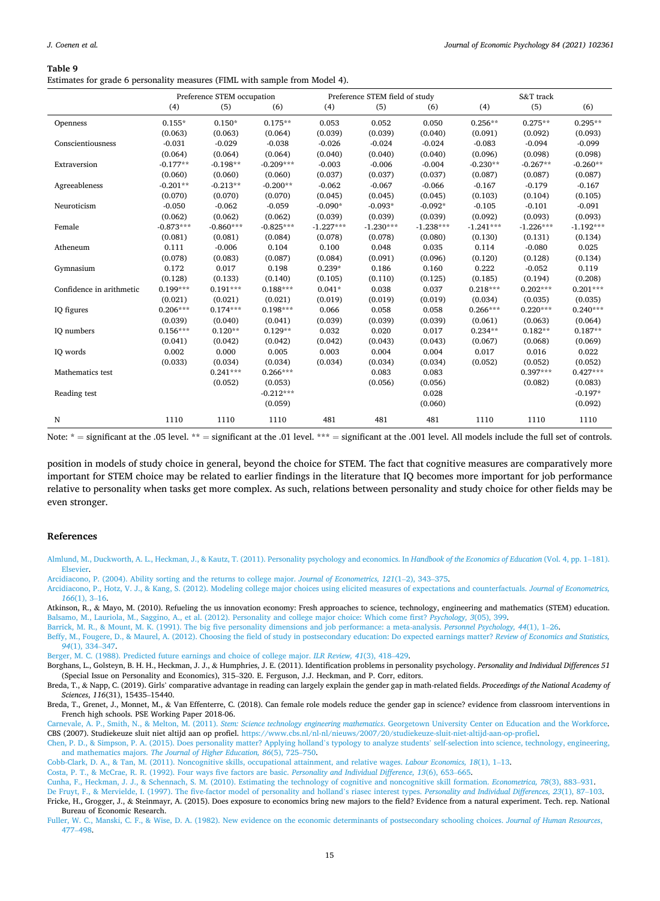**Table 9**

Estimates for grade 6 personality measures (FIML with sample from Model 4).

| | Preference STEM occupation | | | Preference STEM field of study | | | S&T track | | |
|---|---|---|---|---|---|---|---|---|---|
| | (4) | (5) | (6) | (4) | (5) | (6) | (4) | (5) | (6) |
| Openness | 0.155* | 0.150* | 0.175** | 0.053 | 0.052 | 0.050 | 0.256** | 0.275** | 0.295** |
| | (0.063) | (0.063) | (0.064) | (0.039) | (0.039) | (0.040) | (0.091) | (0.092) | (0.093) |
| Conscientiousness | -0.031 | -0.029 | -0.038 | -0.026 | -0.024 | -0.024 | -0.083 | -0.094 | -0.099 |
| | (0.064) | (0.064) | (0.064) | (0.040) | (0.040) | (0.040) | (0.096) | (0.098) | (0.098) |
| Extraversion | -0.177** | -0.198** | -0.209*** | -0.003 | -0.006 | -0.004 | -0.230** | -0.267** | -0.260** |
| | (0.060) | (0.060) | (0.060) | (0.037) | (0.037) | (0.037) | (0.087) | (0.087) | (0.087) |
| Agreeableness | -0.201** | -0.213** | -0.200** | -0.062 | -0.067 | -0.066 | -0.167 | -0.179 | -0.167 |
| | (0.070) | (0.070) | (0.070) | (0.045) | (0.045) | (0.045) | (0.103) | (0.104) | (0.105) |
| Neuroticism | -0.050 | -0.062 | -0.059 | -0.090* | -0.093* | -0.092* | -0.105 | -0.101 | -0.091 |
| | (0.062) | (0.062) | (0.062) | (0.039) | (0.039) | (0.039) | (0.092) | (0.093) | (0.093) |
| Female | -0.873*** | -0.860*** | -0.825*** | -1.227*** | -1.230*** | -1.238*** | -1.241*** | -1.226*** | -1.192*** |
| | (0.081) | (0.081) | (0.084) | (0.078) | (0.078) | (0.080) | (0.130) | (0.131) | (0.134) |
| Atheneum | 0.111 | -0.006 | 0.104 | 0.100 | 0.048 | 0.035 | 0.114 | -0.080 | 0.025 |
| | (0.078) | (0.083) | (0.087) | (0.084) | (0.091) | (0.096) | (0.120) | (0.128) | (0.134) |
| Gymnasium | 0.172 | 0.017 | 0.198 | 0.239* | 0.186 | 0.160 | 0.222 | -0.052 | 0.119 |
| | (0.128) | (0.133) | (0.140) | (0.105) | (0.110) | (0.125) | (0.185) | (0.194) | (0.208) |
| Confidence in arithmetic | 0.199*** | 0.191*** | 0.188*** | 0.041* | 0.038 | 0.037 | 0.218*** | 0.202*** | 0.201*** |
| | (0.021) | (0.021) | (0.021) | (0.019) | (0.019) | (0.019) | (0.034) | (0.035) | (0.035) |
| IQ figures | 0.206*** | 0.174*** | 0.198*** | 0.066 | 0.058 | 0.058 | 0.266*** | 0.220*** | 0.240*** |
| | (0.039) | (0.040) | (0.041) | (0.039) | (0.039) | (0.039) | (0.061) | (0.063) | (0.064) |
| IQ numbers | 0.156*** | 0.120** | 0.129** | 0.032 | 0.020 | 0.017 | 0.234** | 0.182** | 0.187** |
| | (0.041) | (0.042) | (0.042) | (0.042) | (0.043) | (0.043) | (0.067) | (0.068) | (0.069) |
| IQ words | 0.002 | 0.000 | 0.005 | 0.003 | 0.004 | 0.004 | 0.017 | 0.016 | 0.022 |
| | (0.033) | (0.034) | (0.034) | (0.034) | (0.034) | (0.034) | (0.052) | (0.052) | (0.052) |
| Mathematics test | | 0.241*** | 0.266*** | | 0.083 | 0.083 | | 0.397*** | 0.427*** |
| | | (0.052) | (0.053) | | (0.056) | (0.056) | | (0.082) | (0.083) |
| Reading test | | | -0.212*** | | | 0.028 | | | -0.197* |
| | | | (0.059) | | | (0.060) | | | (0.092) |
| N | 1110 | 1110 | 1110 | 481 | 481 | 481 | 1110 | 1110 | 1110 |

Note: * = significant at the .05 level. ** = significant at the .01 level. *** = significant at the .001 level. All models include the full set of controls.

position in models of study choice in general, beyond the choice for STEM. The fact that cognitive measures are comparatively more important for STEM choice may be related to earlier findings in the literature that IQ becomes more important for job performance relative to personality when tasks get more complex. As such, relations between personality and study choice for other fields may be even stronger.

## References

Almlund, M., Duckworth, A. L., Heckman, J., & Kautz, T. (2011). Personality psychology and economics. In *Handbook of the Economics of Education* (Vol. 4, pp. 1–181). Elsevier.

Arcidiacono, P. (2004). Ability sorting and the returns to college major. *Journal of Econometrics, 121*(1–2), 343–375.

Arcidiacono, P., Hotz, V. J., & Kang, S. (2012). Modeling college major choices using elicited measures of expectations and counterfactuals. *Journal of Econometrics, 166*(1), 3–16.

Atkinson, R., & Mayo, M. (2010). Refueling the us innovation economy: Fresh approaches to science, technology, engineering and mathematics (STEM) education.

Balsamo, M., Lauriola, M., Saggino, A., et al. (2012). Personality and college major choice: Which come first? *Psychology, 3*(05), 399.

Barrick, M. R., & Mount, M. K. (1991). The big five personality dimensions and job performance: a meta-analysis. *Personnel Psychology, 44*(1), 1–26.

Beffy, M., Fougere, D., & Maurel, A. (2012). Choosing the field of study in postsecondary education: Do expected earnings matter? *Review of Economics and Statistics, 94*(1), 334–347.

Berger, M. C. (1988). Predicted future earnings and choice of college major. *ILR Review, 41*(3), 418–429.

Borghans, L., Golsteyn, B. H. H., Heckman, J. J., & Humphries, J. E. (2011). Identification problems in personality psychology. *Personality and Individual Differences 51* (Special Issue on Personality and Economics), 315–320. E. Ferguson, J.J. Heckman, and P. Corr, editors.

Breda, T., & Napp, C. (2019). Girls' comparative advantage in reading can largely explain the gender gap in math-related fields. *Proceedings of the National Academy of Sciences, 116*(31), 15435–15440.

Breda, T., Grenet, J., Monnet, M., & Van Effenterre, C. (2018). Can female role models reduce the gender gap in science? evidence from classroom interventions in French high schools. PSE Working Paper 2018-06.

Carnevale, A. P., Smith, N., & Melton, M. (2011). *Stem: Science technology engineering mathematics*. Georgetown University Center on Education and the Workforce.

CBS (2007). Studiekeuze sluit niet altijd aan op profiel. https://www.cbs.nl/nl-nl/nieuws/2007/20/studiekeuze-sluit-niet-altijd-aan-op-profiel.

Chen, P. D., & Simpson, P. A. (2015). Does personality matter? Applying holland's typology to analyze students' self-selection into science, technology, engineering, and mathematics majors. *The Journal of Higher Education, 86*(5), 725–750.

Cobb-Clark, D. A., & Tan, M. (2011). Noncognitive skills, occupational attainment, and relative wages. *Labour Economics, 18*(1), 1–13.

Costa, P. T., & McCrae, R. R. (1992). Four ways five factors are basic. *Personality and Individual Difference, 13*(6), 653–665.

Cunha, F., Heckman, J. J., & Schennach, S. M. (2010). Estimating the technology of cognitive and noncognitive skill formation. *Econometrica, 78*(3), 883–931.

De Fruyt, F., & Mervielde, I. (1997). The five-factor model of personality and holland's riasec interest types. *Personality and Individual Differences, 23*(1), 87–103.

Fricke, H., Grogger, J., & Steinmayr, A. (2015). Does exposure to economics bring new majors to the field? Evidence from a natural experiment. Tech. rep. National Bureau of Economic Research.

Fuller, W. C., Manski, C. F., & Wise, D. A. (1982). New evidence on the economic determinants of postsecondary schooling choices. *Journal of Human Resources*, 477–498.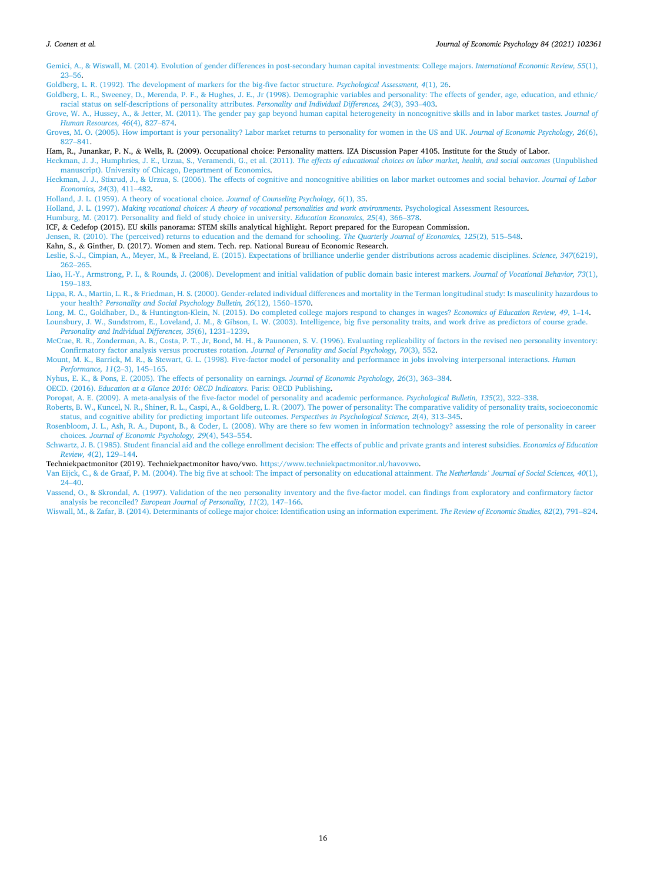Gemici, A., & Wiswall, M. (2014). Evolution of gender differences in post-secondary human capital investments: College majors. *International Economic Review, 55*(1), 23–56.

Goldberg, L. R. (1992). The development of markers for the big-five factor structure. *Psychological Assessment, 4*(1), 26.

Goldberg, L. R., Sweeney, D., Merenda, P. F., & Hughes, J. E., Jr (1998). Demographic variables and personality: The effects of gender, age, education, and ethnic/racial status on self-descriptions of personality attributes. *Personality and Individual Differences, 24*(3), 393–403.

Grove, W. A., Hussey, A., & Jetter, M. (2011). The gender pay gap beyond human capital heterogeneity in noncognitive skills and in labor market tastes. *Journal of Human Resources, 46*(4), 827–874.

Groves, M. O. (2005). How important is your personality? Labor market returns to personality for women in the US and UK. *Journal of Economic Psychology, 26*(6), 827–841.

Ham, R., Junankar, P. N., & Wells, R. (2009). Occupational choice: Personality matters. IZA Discussion Paper 4105. Institute for the Study of Labor.

Heckman, J. J., Humphries, J. E., Urzua, S., Veramendi, G., et al. (2011). *The effects of educational choices on labor market, health, and social outcomes* (Unpublished manuscript). University of Chicago, Department of Economics.

Heckman, J. J., Stixrud, J., & Urzua, S. (2006). The effects of cognitive and noncognitive abilities on labor market outcomes and social behavior. *Journal of Labor Economics, 24*(3), 411–482.

Holland, J. L. (1959). A theory of vocational choice. *Journal of Counseling Psychology, 6*(1), 35.

Holland, J. L. (1997). *Making vocational choices: A theory of vocational personalities and work environments*. Psychological Assessment Resources.

Humburg, M. (2017). Personality and field of study choice in university. *Education Economics, 25*(4), 366–378.

ICF, & Cedefop (2015). EU skills panorama: STEM skills analytical highlight. Report prepared for the European Commission.

Jensen, R. (2010). The (perceived) returns to education and the demand for schooling. *The Quarterly Journal of Economics, 125*(2), 515–548.

Kahn, S., & Ginther, D. (2017). Women and stem. Tech. rep. National Bureau of Economic Research.

Leslie, S.-J., Cimpian, A., Meyer, M., & Freeland, E. (2015). Expectations of brilliance underlie gender distributions across academic disciplines. *Science, 347*(6219), 262–265.

Liao, H.-Y., Armstrong, P. I., & Rounds, J. (2008). Development and initial validation of public domain basic interest markers. *Journal of Vocational Behavior, 73*(1), 159–183.

Lippa, R. A., Martin, L. R., & Friedman, H. S. (2000). Gender-related individual differences and mortality in the Terman longitudinal study: Is masculinity hazardous to your health? *Personality and Social Psychology Bulletin, 26*(12), 1560–1570.

Long, M. C., Goldhaber, D., & Huntington-Klein, N. (2015). Do completed college majors respond to changes in wages? *Economics of Education Review, 49*, 1–14.

Lounsbury, J. W., Sundstrom, E., Loveland, J. M., & Gibson, L. W. (2003). Intelligence, big five personality traits, and work drive as predictors of course grade. *Personality and Individual Differences, 35*(6), 1231–1239.

McCrae, R. R., Zonderman, A. B., Costa, P. T., Jr, Bond, M. H., & Paunonen, S. V. (1996). Evaluating replicability of factors in the revised neo personality inventory: Confirmatory factor analysis versus procrustes rotation. *Journal of Personality and Social Psychology, 70*(3), 552.

Mount, M. K., Barrick, M. R., & Stewart, G. L. (1998). Five-factor model of personality and performance in jobs involving interpersonal interactions. *Human Performance, 11*(2–3), 145–165.

Nyhus, E. K., & Pons, E. (2005). The effects of personality on earnings. *Journal of Economic Psychology, 26*(3), 363–384.

OECD. (2016). *Education at a Glance 2016: OECD Indicators*. Paris: OECD Publishing.

Poropat, A. E. (2009). A meta-analysis of the five-factor model of personality and academic performance. *Psychological Bulletin, 135*(2), 322–338.

Roberts, B. W., Kuncel, N. R., Shiner, R. L., Caspi, A., & Goldberg, L. R. (2007). The power of personality: The comparative validity of personality traits, socioeconomic status, and cognitive ability for predicting important life outcomes. *Perspectives in Psychological Science, 2*(4), 313–345.

Rosenbloom, J. L., Ash, R. A., Dupont, B., & Coder, L. (2008). Why are there so few women in information technology? assessing the role of personality in career choices. *Journal of Economic Psychology, 29*(4), 543–554.

Schwartz, J. B. (1985). Student financial aid and the college enrollment decision: The effects of public and private grants and interest subsidies. *Economics of Education Review, 4*(2), 129–144.

Techniekpactmonitor (2019). Techniekpactmonitor havo/vwo. https://www.techniekpactmonitor.nl/havovwo.

Van Eijck, C., & de Graaf, P. M. (2004). The big five at school: The impact of personality on educational attainment. *The Netherlands' Journal of Social Sciences, 40*(1), 24–40.

Vassend, O., & Skrondal, A. (1997). Validation of the neo personality inventory and the five-factor model. can findings from exploratory and confirmatory factor analysis be reconciled? *European Journal of Personality, 11*(2), 147–166.

Wiswall, M., & Zafar, B. (2014). Determinants of college major choice: Identification using an information experiment. *The Review of Economic Studies, 82*(2), 791–824.